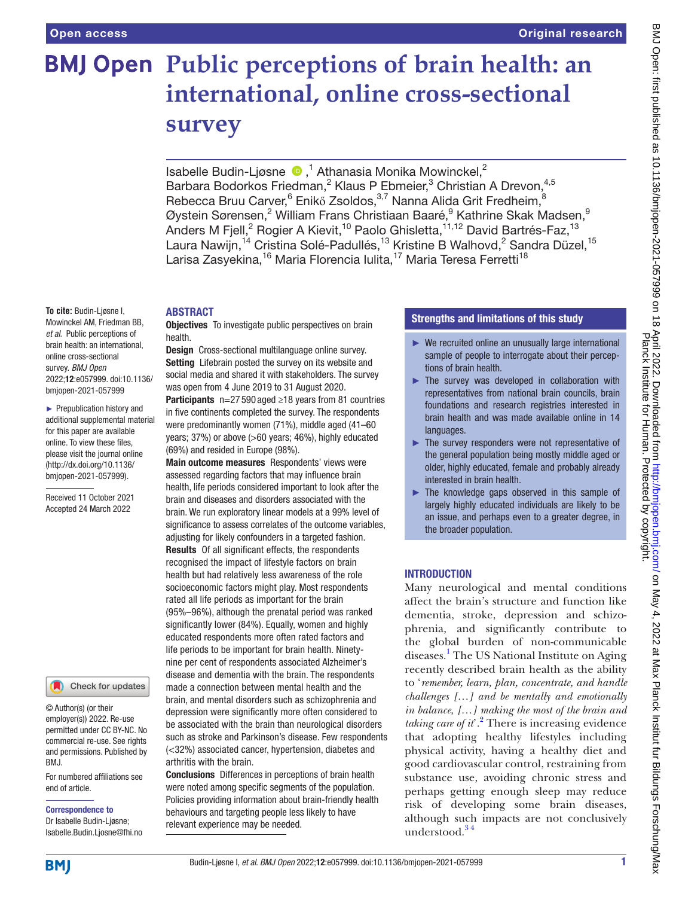Open access

Original research

# Public perceptions of brain health: an international, online cross-sectional survey

Isabelle Budin-Ljøsne ,[1] Athanasia Monika Mowinckel,[2] Barbara Bodorkos Friedman,[2] Klaus P Ebmeier,[3] Christian A Drevon,[4,5] Rebecca Bruu Carver,[6] Enikő Zsoldos,[3,7] Nanna Alida Grit Fredheim,[8] Øystein Sørensen,[2] William Frans Christiaan Baaré,[9] Kathrine Skak Madsen,[9] Anders M Fjell,[2] Rogier A Kievit,[10] Paolo Ghisletta,[11,12] David Bartrés-Faz,[13] Laura Nawijn,[14] Cristina Solé-Padullés,[13] Kristine B Walhovd,[2] Sandra Düzel,[15] Larisa Zasyekina,[16] Maria Florencia Iulita,[17] Maria Teresa Ferretti[18]

**To cite:** Budin-Ljøsne I, Mowinckel AM, Friedman BB, *et al*. Public perceptions of brain health: an international, online cross-sectional survey. *BMJ Open* 2022;**12**:e057999. doi:10.1136/bmjopen-2021-057999

► Prepublication history and additional supplemental material for this paper are available online. To view these files, please visit the journal online (http://dx.doi.org/10.1136/bmjopen-2021-057999).

Received 11 October 2021
Accepted 24 March 2022

© Author(s) (or their employer(s)) 2022. Re-use permitted under CC BY-NC. No commercial re-use. See rights and permissions. Published by BMJ.

For numbered affiliations see end of article.

**Correspondence to**
Dr Isabelle Budin-Ljøsne; Isabelle.Budin.Ljosne@fhi.no

## ABSTRACT

**Objectives** To investigate public perspectives on brain health.

**Design** Cross-sectional multilanguage online survey.

**Setting** Lifebrain posted the survey on its website and social media and shared it with stakeholders. The survey was open from 4 June 2019 to 31 August 2020.

**Participants** n=27 590 aged ≥18 years from 81 countries in five continents completed the survey. The respondents were predominantly women (71%), middle aged (41–60 years; 37%) or above (>60 years; 46%), highly educated (69%) and resided in Europe (98%).

**Main outcome measures** Respondents' views were assessed regarding factors that may influence brain health, life periods considered important to look after the brain and diseases and disorders associated with the brain. We run exploratory linear models at a 99% level of significance to assess correlates of the outcome variables, adjusting for likely confounders in a targeted fashion.

**Results** Of all significant effects, the respondents recognised the impact of lifestyle factors on brain health but had relatively less awareness of the role socioeconomic factors might play. Most respondents rated all life periods as important for the brain (95%–96%), although the prenatal period was ranked significantly lower (84%). Equally, women and highly educated respondents more often rated factors and life periods to be important for brain health. Ninety-nine per cent of respondents associated Alzheimer's disease and dementia with the brain. The respondents made a connection between mental health and the brain, and mental disorders such as schizophrenia and depression were significantly more often considered to be associated with the brain than neurological disorders such as stroke and Parkinson's disease. Few respondents (<32%) associated cancer, hypertension, diabetes and arthritis with the brain.

**Conclusions** Differences in perceptions of brain health were noted among specific segments of the population. Policies providing information about brain-friendly health behaviours and targeting people less likely to have relevant experience may be needed.

## Strengths and limitations of this study

- ► We recruited online an unusually large international sample of people to interrogate about their perceptions of brain health.
- ► The survey was developed in collaboration with representatives from national brain councils, brain foundations and research registries interested in brain health and was made available online in 14 languages.
- ► The survey responders were not representative of the general population being mostly middle aged or older, highly educated, female and probably already interested in brain health.
- ► The knowledge gaps observed in this sample of largely highly educated individuals are likely to be an issue, and perhaps even to a greater degree, in the broader population.

## INTRODUCTION

Many neurological and mental conditions affect the brain's structure and function like dementia, stroke, depression and schizophrenia, and significantly contribute to the global burden of non-communicable diseases.[1] The US National Institute on Aging recently described brain health as the ability to '*remember, learn, plan, concentrate, and handle challenges […] and be mentally and emotionally in balance, […] making the most of the brain and taking care of it*'.[2] There is increasing evidence that adopting healthy lifestyles including physical activity, having a healthy diet and good cardiovascular control, restraining from substance use, avoiding chronic stress and perhaps getting enough sleep may reduce risk of developing some brain diseases, although such impacts are not conclusively understood.[3,4]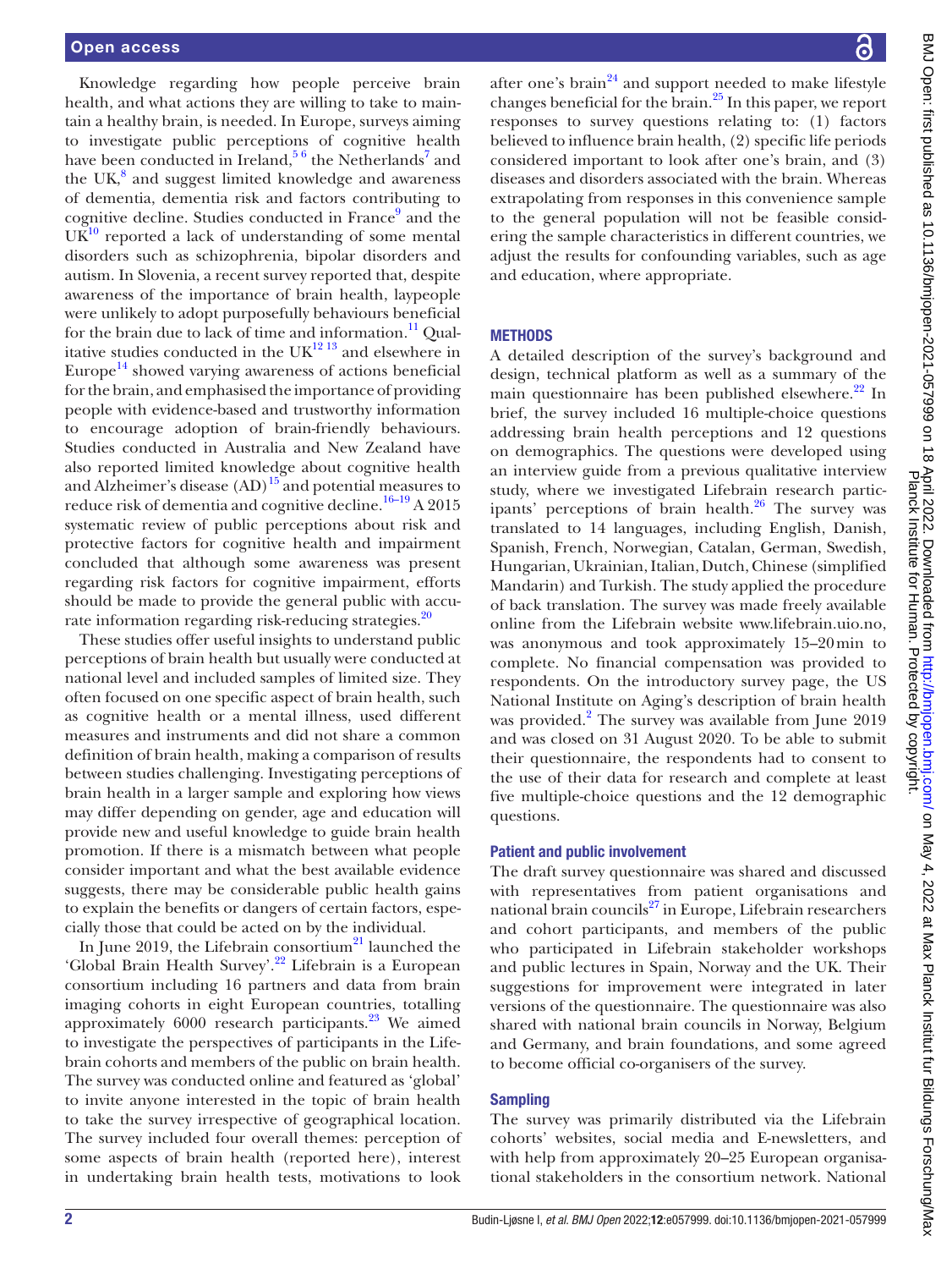Knowledge regarding how people perceive brain health, and what actions they are willing to take to maintain a healthy brain, is needed. In Europe, surveys aiming to investigate public perceptions of cognitive health have been conducted in Ireland,[5 6] the Netherlands[7] and the UK,[8] and suggest limited knowledge and awareness of dementia, dementia risk and factors contributing to cognitive decline. Studies conducted in France[9] and the UK[10] reported a lack of understanding of some mental disorders such as schizophrenia, bipolar disorders and autism. In Slovenia, a recent survey reported that, despite awareness of the importance of brain health, laypeople were unlikely to adopt purposefully behaviours beneficial for the brain due to lack of time and information.[11] Qualitative studies conducted in the UK[12 13] and elsewhere in Europe[14] showed varying awareness of actions beneficial for the brain, and emphasised the importance of providing people with evidence-based and trustworthy information to encourage adoption of brain-friendly behaviours. Studies conducted in Australia and New Zealand have also reported limited knowledge about cognitive health and Alzheimer's disease (AD)[15] and potential measures to reduce risk of dementia and cognitive decline.[16–19] A 2015 systematic review of public perceptions about risk and protective factors for cognitive health and impairment concluded that although some awareness was present regarding risk factors for cognitive impairment, efforts should be made to provide the general public with accurate information regarding risk-reducing strategies.[20]

These studies offer useful insights to understand public perceptions of brain health but usually were conducted at national level and included samples of limited size. They often focused on one specific aspect of brain health, such as cognitive health or a mental illness, used different measures and instruments and did not share a common definition of brain health, making a comparison of results between studies challenging. Investigating perceptions of brain health in a larger sample and exploring how views may differ depending on gender, age and education will provide new and useful knowledge to guide brain health promotion. If there is a mismatch between what people consider important and what the best available evidence suggests, there may be considerable public health gains to explain the benefits or dangers of certain factors, especially those that could be acted on by the individual.

In June 2019, the Lifebrain consortium[21] launched the 'Global Brain Health Survey'.[22] Lifebrain is a European consortium including 16 partners and data from brain imaging cohorts in eight European countries, totalling approximately 6000 research participants.[23] We aimed to investigate the perspectives of participants in the Lifebrain cohorts and members of the public on brain health. The survey was conducted online and featured as 'global' to invite anyone interested in the topic of brain health to take the survey irrespective of geographical location. The survey included four overall themes: perception of some aspects of brain health (reported here), interest in undertaking brain health tests, motivations to look after one's brain[24] and support needed to make lifestyle changes beneficial for the brain.[25] In this paper, we report responses to survey questions relating to: (1) factors believed to influence brain health, (2) specific life periods considered important to look after one's brain, and (3) diseases and disorders associated with the brain. Whereas extrapolating from responses in this convenience sample to the general population will not be feasible considering the sample characteristics in different countries, we adjust the results for confounding variables, such as age and education, where appropriate.

## METHODS

A detailed description of the survey's background and design, technical platform as well as a summary of the main questionnaire has been published elsewhere.[22] In brief, the survey included 16 multiple-choice questions addressing brain health perceptions and 12 questions on demographics. The questions were developed using an interview guide from a previous qualitative interview study, where we investigated Lifebrain research participants' perceptions of brain health.[26] The survey was translated to 14 languages, including English, Danish, Spanish, French, Norwegian, Catalan, German, Swedish, Hungarian, Ukrainian, Italian, Dutch, Chinese (simplified Mandarin) and Turkish. The study applied the procedure of back translation. The survey was made freely available online from the Lifebrain website www.lifebrain.uio.no, was anonymous and took approximately 15–20 min to complete. No financial compensation was provided to respondents. On the introductory survey page, the US National Institute on Aging's description of brain health was provided.[2] The survey was available from June 2019 and was closed on 31 August 2020. To be able to submit their questionnaire, the respondents had to consent to the use of their data for research and complete at least five multiple-choice questions and the 12 demographic questions.

### Patient and public involvement

The draft survey questionnaire was shared and discussed with representatives from patient organisations and national brain councils[27] in Europe, Lifebrain researchers and cohort participants, and members of the public who participated in Lifebrain stakeholder workshops and public lectures in Spain, Norway and the UK. Their suggestions for improvement were integrated in later versions of the questionnaire. The questionnaire was also shared with national brain councils in Norway, Belgium and Germany, and brain foundations, and some agreed to become official co-organisers of the survey.

### Sampling

The survey was primarily distributed via the Lifebrain cohorts' websites, social media and E-newsletters, and with help from approximately 20–25 European organisational stakeholders in the consortium network. National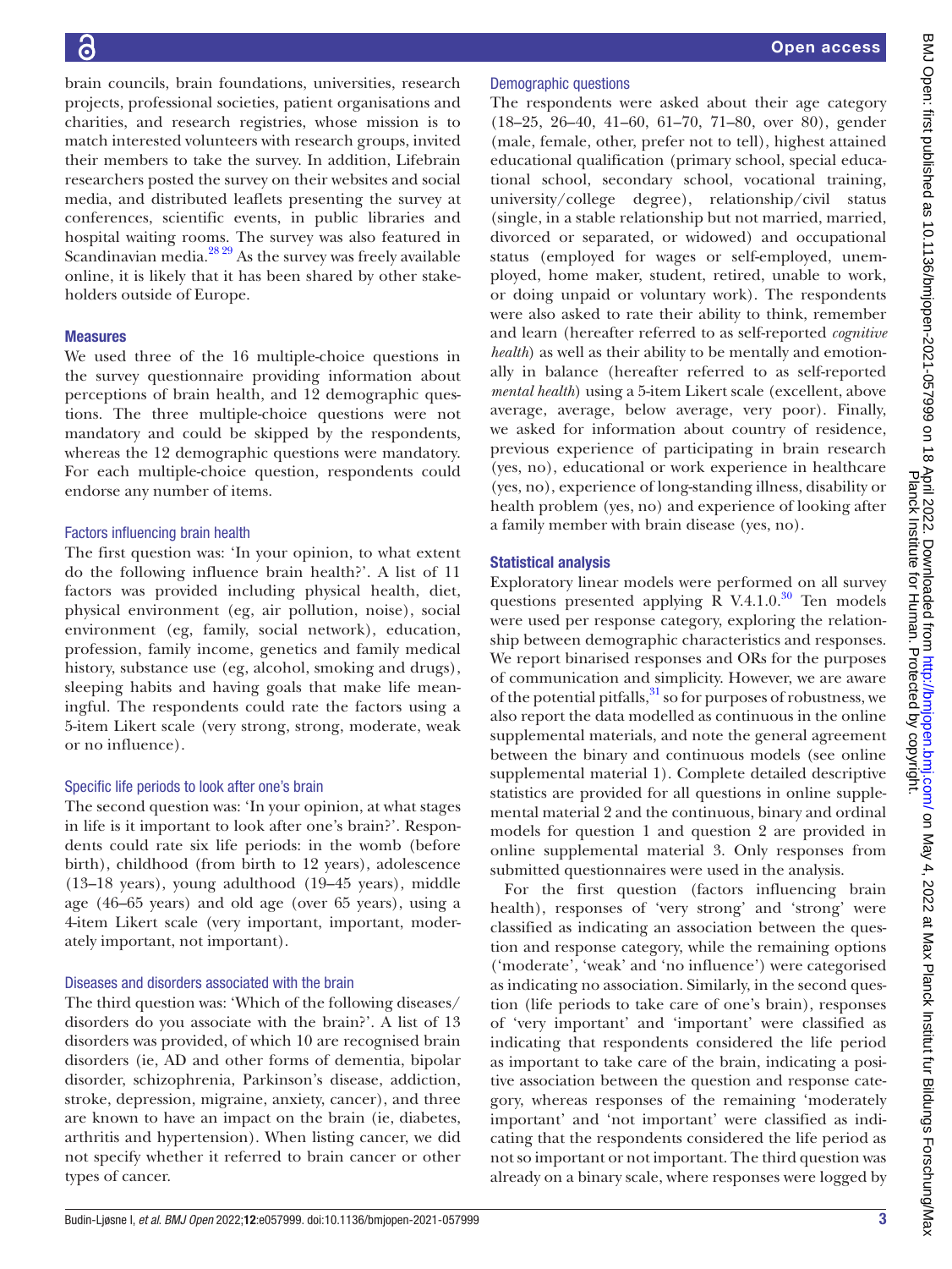brain councils, brain foundations, universities, research projects, professional societies, patient organisations and charities, and research registries, whose mission is to match interested volunteers with research groups, invited their members to take the survey. In addition, Lifebrain researchers posted the survey on their websites and social media, and distributed leaflets presenting the survey at conferences, scientific events, in public libraries and hospital waiting rooms. The survey was also featured in Scandinavian media.[28 29] As the survey was freely available online, it is likely that it has been shared by other stakeholders outside of Europe.

## Measures

We used three of the 16 multiple-choice questions in the survey questionnaire providing information about perceptions of brain health, and 12 demographic questions. The three multiple-choice questions were not mandatory and could be skipped by the respondents, whereas the 12 demographic questions were mandatory. For each multiple-choice question, respondents could endorse any number of items.

### Factors influencing brain health

The first question was: 'In your opinion, to what extent do the following influence brain health?'. A list of 11 factors was provided including physical health, diet, physical environment (eg, air pollution, noise), social environment (eg, family, social network), education, profession, family income, genetics and family medical history, substance use (eg, alcohol, smoking and drugs), sleeping habits and having goals that make life meaningful. The respondents could rate the factors using a 5-item Likert scale (very strong, strong, moderate, weak or no influence).

### Specific life periods to look after one's brain

The second question was: 'In your opinion, at what stages in life is it important to look after one's brain?'. Respondents could rate six life periods: in the womb (before birth), childhood (from birth to 12 years), adolescence (13–18 years), young adulthood (19–45 years), middle age (46–65 years) and old age (over 65 years), using a 4-item Likert scale (very important, important, moderately important, not important).

### Diseases and disorders associated with the brain

The third question was: 'Which of the following diseases/disorders do you associate with the brain?'. A list of 13 disorders was provided, of which 10 are recognised brain disorders (ie, AD and other forms of dementia, bipolar disorder, schizophrenia, Parkinson's disease, addiction, stroke, depression, migraine, anxiety, cancer), and three are known to have an impact on the brain (ie, diabetes, arthritis and hypertension). When listing cancer, we did not specify whether it referred to brain cancer or other types of cancer.

### Demographic questions

The respondents were asked about their age category (18–25, 26–40, 41–60, 61–70, 71–80, over 80), gender (male, female, other, prefer not to tell), highest attained educational qualification (primary school, special educational school, secondary school, vocational training, university/college degree), relationship/civil status (single, in a stable relationship but not married, married, divorced or separated, or widowed) and occupational status (employed for wages or self-employed, unemployed, home maker, student, retired, unable to work, or doing unpaid or voluntary work). The respondents were also asked to rate their ability to think, remember and learn (hereafter referred to as self-reported *cognitive health*) as well as their ability to be mentally and emotionally in balance (hereafter referred to as self-reported *mental health*) using a 5-item Likert scale (excellent, above average, average, below average, very poor). Finally, we asked for information about country of residence, previous experience of participating in brain research (yes, no), educational or work experience in healthcare (yes, no), experience of long-standing illness, disability or health problem (yes, no) and experience of looking after a family member with brain disease (yes, no).

## Statistical analysis

Exploratory linear models were performed on all survey questions presented applying R V.4.1.0.[30] Ten models were used per response category, exploring the relationship between demographic characteristics and responses. We report binarised responses and ORs for the purposes of communication and simplicity. However, we are aware of the potential pitfalls,[31] so for purposes of robustness, we also report the data modelled as continuous in the online supplemental materials, and note the general agreement between the binary and continuous models (see online supplemental material 1). Complete detailed descriptive statistics are provided for all questions in online supplemental material 2 and the continuous, binary and ordinal models for question 1 and question 2 are provided in online supplemental material 3. Only responses from submitted questionnaires were used in the analysis.

For the first question (factors influencing brain health), responses of 'very strong' and 'strong' were classified as indicating an association between the question and response category, while the remaining options ('moderate', 'weak' and 'no influence') were categorised as indicating no association. Similarly, in the second question (life periods to take care of one's brain), responses of 'very important' and 'important' were classified as indicating that respondents considered the life period as important to take care of the brain, indicating a positive association between the question and response category, whereas responses of the remaining 'moderately important' and 'not important' were classified as indicating that the respondents considered the life period as not so important or not important. The third question was already on a binary scale, where responses were logged by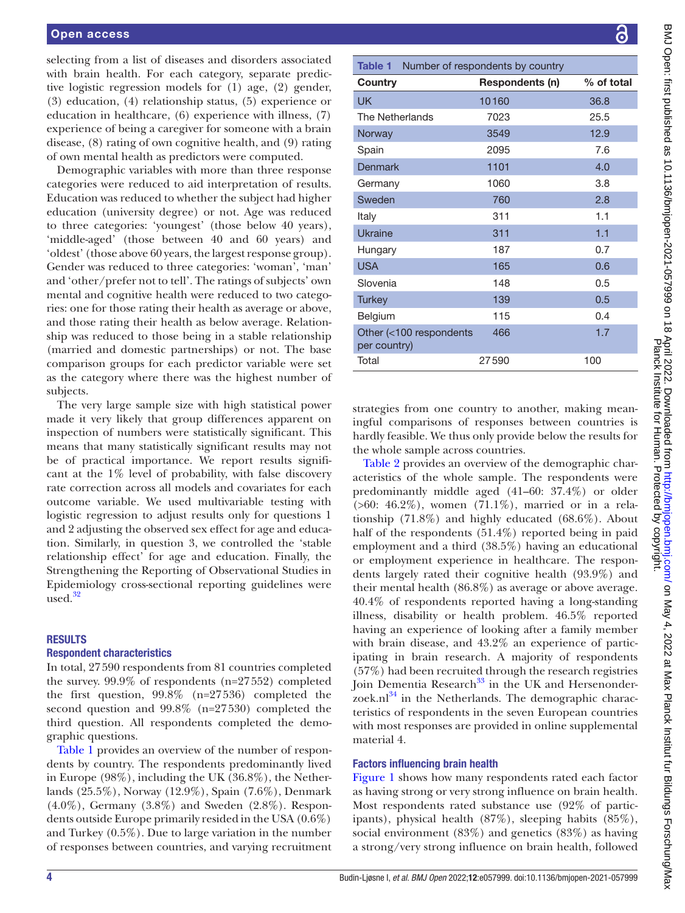selecting from a list of diseases and disorders associated with brain health. For each category, separate predictive logistic regression models for (1) age, (2) gender, (3) education, (4) relationship status, (5) experience or education in healthcare, (6) experience with illness, (7) experience of being a caregiver for someone with a brain disease, (8) rating of own cognitive health, and (9) rating of own mental health as predictors were computed.

Demographic variables with more than three response categories were reduced to aid interpretation of results. Education was reduced to whether the subject had higher education (university degree) or not. Age was reduced to three categories: 'youngest' (those below 40 years), 'middle-aged' (those between 40 and 60 years) and 'oldest' (those above 60 years, the largest response group). Gender was reduced to three categories: 'woman', 'man' and 'other/prefer not to tell'. The ratings of subjects' own mental and cognitive health were reduced to two categories: one for those rating their health as average or above, and those rating their health as below average. Relationship was reduced to those being in a stable relationship (married and domestic partnerships) or not. The base comparison groups for each predictor variable were set as the category where there was the highest number of subjects.

The very large sample size with high statistical power made it very likely that group differences apparent on inspection of numbers were statistically significant. This means that many statistically significant results may not be of practical importance. We report results significant at the 1% level of probability, with false discovery rate correction across all models and covariates for each outcome variable. We used multivariable testing with logistic regression to adjust results only for questions 1 and 2 adjusting the observed sex effect for age and education. Similarly, in question 3, we controlled the 'stable relationship effect' for age and education. Finally, the Strengthening the Reporting of Observational Studies in Epidemiology cross-sectional reporting guidelines were used.[32]

## RESULTS

### Respondent characteristics

In total, 27590 respondents from 81 countries completed the survey. 99.9% of respondents (n=27552) completed the first question, 99.8% (n=27536) completed the second question and 99.8% (n=27530) completed the third question. All respondents completed the demographic questions.

Table 1 provides an overview of the number of respondents by country. The respondents predominantly lived in Europe (98%), including the UK (36.8%), the Netherlands (25.5%), Norway (12.9%), Spain (7.6%), Denmark (4.0%), Germany (3.8%) and Sweden (2.8%). Respondents outside Europe primarily resided in the USA (0.6%) and Turkey (0.5%). Due to large variation in the number of responses between countries, and varying recruitment strategies from one country to another, making meaningful comparisons of responses between countries is hardly feasible. We thus only provide below the results for the whole sample across countries.

**Table 1** Number of respondents by country

| Country | Respondents (n) | % of total |
|---|---|---|
| UK | 10160 | 36.8 |
| The Netherlands | 7023 | 25.5 |
| Norway | 3549 | 12.9 |
| Spain | 2095 | 7.6 |
| Denmark | 1101 | 4.0 |
| Germany | 1060 | 3.8 |
| Sweden | 760 | 2.8 |
| Italy | 311 | 1.1 |
| Ukraine | 311 | 1.1 |
| Hungary | 187 | 0.7 |
| USA | 165 | 0.6 |
| Slovenia | 148 | 0.5 |
| Turkey | 139 | 0.5 |
| Belgium | 115 | 0.4 |
| Other (<100 respondents per country) | 466 | 1.7 |
| Total | 27590 | 100 |

Table 2 provides an overview of the demographic characteristics of the whole sample. The respondents were predominantly middle aged (41–60: 37.4%) or older (>60: 46.2%), women (71.1%), married or in a relationship (71.8%) and highly educated (68.6%). About half of the respondents (51.4%) reported being in paid employment and a third (38.5%) having an educational or employment experience in healthcare. The respondents largely rated their cognitive health (93.9%) and their mental health (86.8%) as average or above average. 40.4% of respondents reported having a long-standing illness, disability or health problem. 46.5% reported having an experience of looking after a family member with brain disease, and 43.2% an experience of participating in brain research. A majority of respondents (57%) had been recruited through the research registries Join Dementia Research[33] in the UK and Hersenonderzoek.nl[34] in the Netherlands. The demographic characteristics of respondents in the seven European countries with most responses are provided in online supplemental material 4.

### Factors influencing brain health

Figure 1 shows how many respondents rated each factor as having strong or very strong influence on brain health. Most respondents rated substance use (92% of participants), physical health (87%), sleeping habits (85%), social environment (83%) and genetics (83%) as having a strong/very strong influence on brain health, followed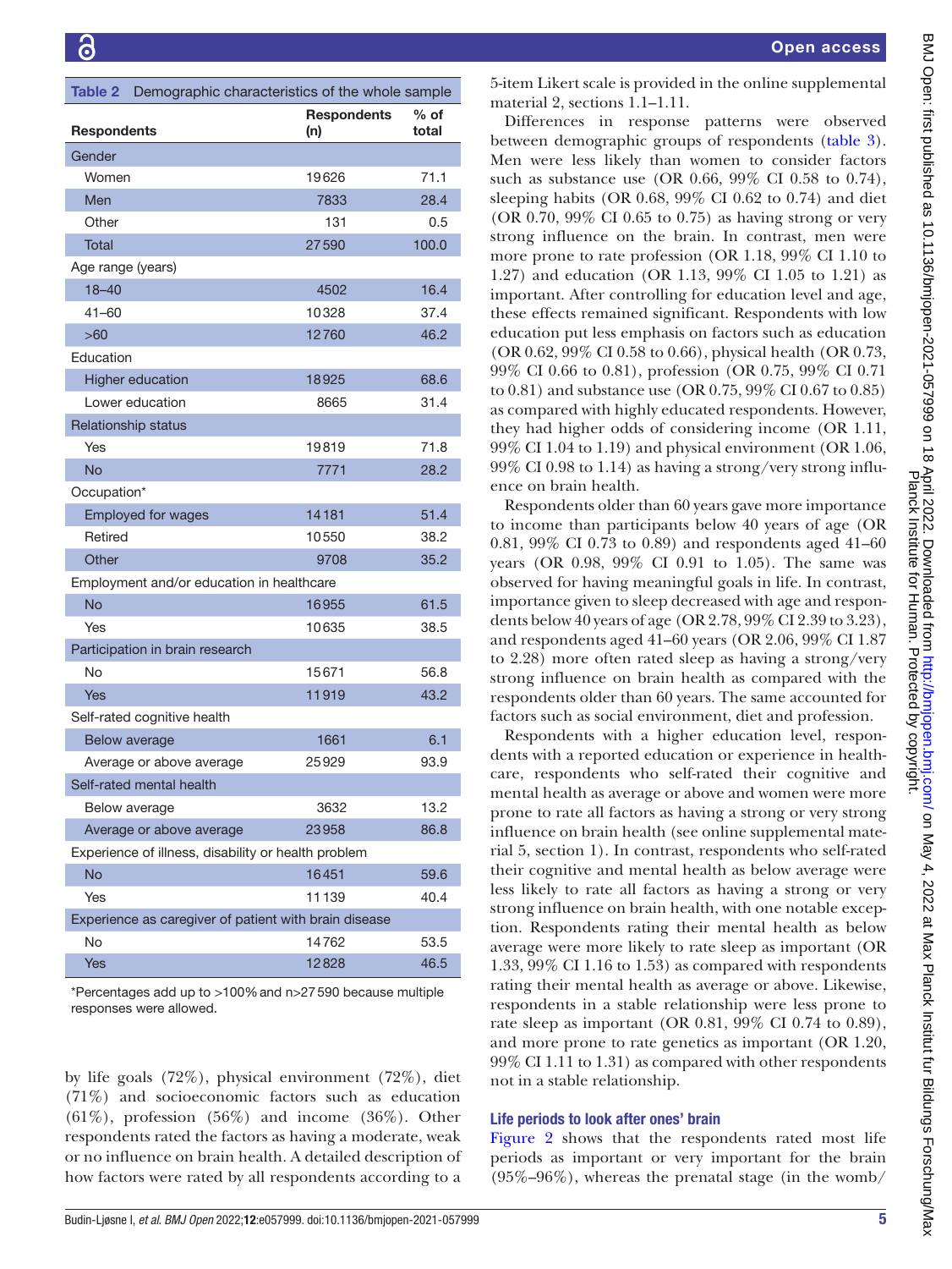**Table 2** Demographic characteristics of the whole sample

| Respondents | Respondents (n) | % of total |
|---|---|---|
| Gender | | |
| Women | 19626 | 71.1 |
| Men | 7833 | 28.4 |
| Other | 131 | 0.5 |
| Total | 27590 | 100.0 |
| Age range (years) | | |
| 18–40 | 4502 | 16.4 |
| 41–60 | 10328 | 37.4 |
| >60 | 12760 | 46.2 |
| Education | | |
| Higher education | 18925 | 68.6 |
| Lower education | 8665 | 31.4 |
| Relationship status | | |
| Yes | 19819 | 71.8 |
| No | 7771 | 28.2 |
| Occupation* | | |
| Employed for wages | 14181 | 51.4 |
| Retired | 10550 | 38.2 |
| Other | 9708 | 35.2 |
| Employment and/or education in healthcare | | |
| No | 16955 | 61.5 |
| Yes | 10635 | 38.5 |
| Participation in brain research | | |
| No | 15671 | 56.8 |
| Yes | 11919 | 43.2 |
| Self-rated cognitive health | | |
| Below average | 1661 | 6.1 |
| Average or above average | 25929 | 93.9 |
| Self-rated mental health | | |
| Below average | 3632 | 13.2 |
| Average or above average | 23958 | 86.8 |
| Experience of illness, disability or health problem | | |
| No | 16451 | 59.6 |
| Yes | 11139 | 40.4 |
| Experience as caregiver of patient with brain disease | | |
| No | 14762 | 53.5 |
| Yes | 12828 | 46.5 |

*Percentages add up to >100% and n>27 590 because multiple responses were allowed.

by life goals (72%), physical environment (72%), diet (71%) and socioeconomic factors such as education (61%), profession (56%) and income (36%). Other respondents rated the factors as having a moderate, weak or no influence on brain health. A detailed description of how factors were rated by all respondents according to a 5-item Likert scale is provided in the online supplemental material 2, sections 1.1–1.11.

Differences in response patterns were observed between demographic groups of respondents (table 3). Men were less likely than women to consider factors such as substance use (OR 0.66, 99% CI 0.58 to 0.74), sleeping habits (OR 0.68, 99% CI 0.62 to 0.74) and diet (OR 0.70, 99% CI 0.65 to 0.75) as having strong or very strong influence on the brain. In contrast, men were more prone to rate profession (OR 1.18, 99% CI 1.10 to 1.27) and education (OR 1.13, 99% CI 1.05 to 1.21) as important. After controlling for education level and age, these effects remained significant. Respondents with low education put less emphasis on factors such as education (OR 0.62, 99% CI 0.58 to 0.66), physical health (OR 0.73, 99% CI 0.66 to 0.81), profession (OR 0.75, 99% CI 0.71 to 0.81) and substance use (OR 0.75, 99% CI 0.67 to 0.85) as compared with highly educated respondents. However, they had higher odds of considering income (OR 1.11, 99% CI 1.04 to 1.19) and physical environment (OR 1.06, 99% CI 0.98 to 1.14) as having a strong/very strong influence on brain health.

Respondents older than 60 years gave more importance to income than participants below 40 years of age (OR 0.81, 99% CI 0.73 to 0.89) and respondents aged 41–60 years (OR 0.98, 99% CI 0.91 to 1.05). The same was observed for having meaningful goals in life. In contrast, importance given to sleep decreased with age and respondents below 40 years of age (OR 2.78, 99% CI 2.39 to 3.23), and respondents aged 41–60 years (OR 2.06, 99% CI 1.87 to 2.28) more often rated sleep as having a strong/very strong influence on brain health as compared with the respondents older than 60 years. The same accounted for factors such as social environment, diet and profession.

Respondents with a higher education level, respondents with a reported education or experience in healthcare, respondents who self-rated their cognitive and mental health as average or above and women were more prone to rate all factors as having a strong or very strong influence on brain health (see online supplemental material 5, section 1). In contrast, respondents who self-rated their cognitive and mental health as below average were less likely to rate all factors as having a strong or very strong influence on brain health, with one notable exception. Respondents rating their mental health as below average were more likely to rate sleep as important (OR 1.33, 99% CI 1.16 to 1.53) as compared with respondents rating their mental health as average or above. Likewise, respondents in a stable relationship were less prone to rate sleep as important (OR 0.81, 99% CI 0.74 to 0.89), and more prone to rate genetics as important (OR 1.20, 99% CI 1.11 to 1.31) as compared with other respondents not in a stable relationship.

### Life periods to look after ones' brain

Figure 2 shows that the respondents rated most life periods as important or very important for the brain (95%–96%), whereas the prenatal stage (in the womb/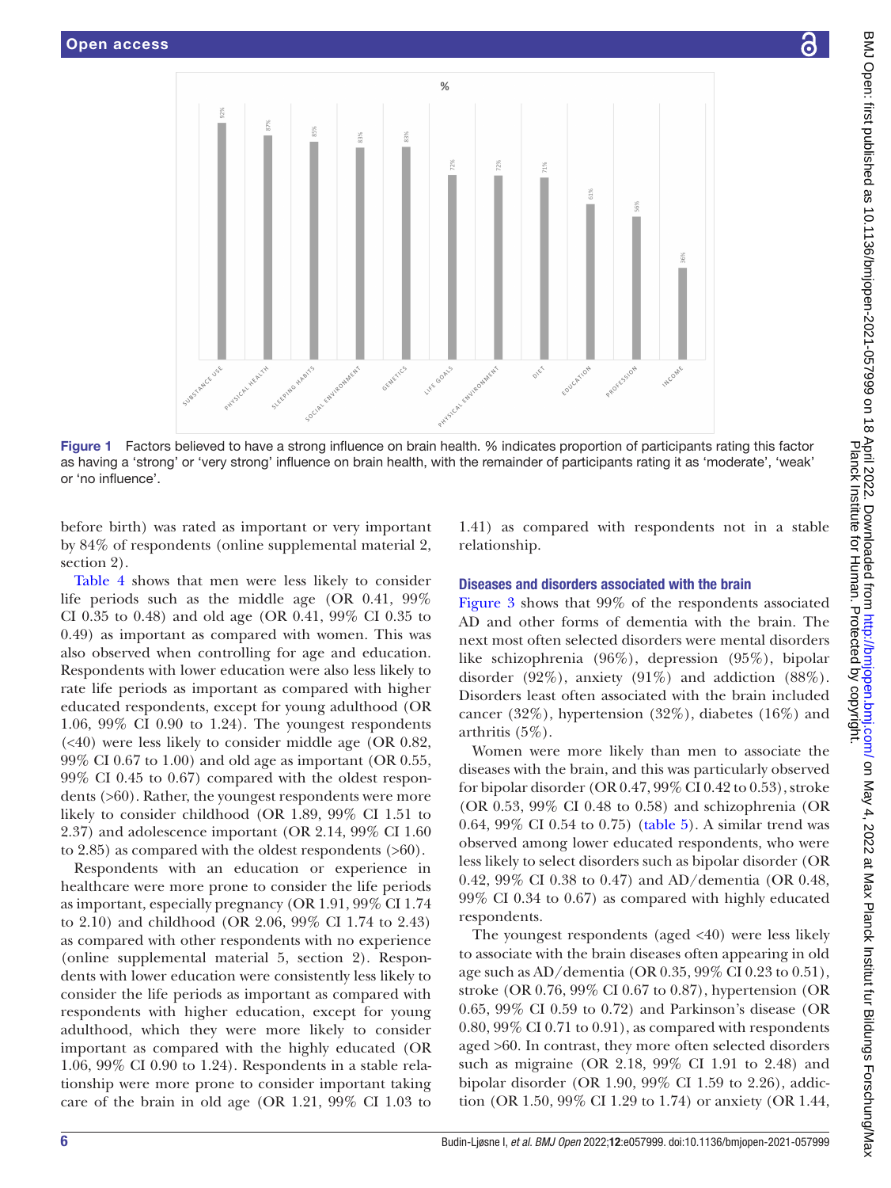Figure 1 Factors believed to have a strong influence on brain health. % indicates proportion of participants rating this factor as having a 'strong' or 'very strong' influence on brain health, with the remainder of participants rating it as 'moderate', 'weak' or 'no influence'.

before birth) was rated as important or very important by 84% of respondents (online supplemental material 2, section 2).

Table 4 shows that men were less likely to consider life periods such as the middle age (OR 0.41, 99% CI 0.35 to 0.48) and old age (OR 0.41, 99% CI 0.35 to 0.49) as important as compared with women. This was also observed when controlling for age and education. Respondents with lower education were also less likely to rate life periods as important as compared with higher educated respondents, except for young adulthood (OR 1.06, 99% CI 0.90 to 1.24). The youngest respondents (<40) were less likely to consider middle age (OR 0.82, 99% CI 0.67 to 1.00) and old age as important (OR 0.55, 99% CI 0.45 to 0.67) compared with the oldest respondents (>60). Rather, the youngest respondents were more likely to consider childhood (OR 1.89, 99% CI 1.51 to 2.37) and adolescence important (OR 2.14, 99% CI 1.60 to 2.85) as compared with the oldest respondents (>60).

Respondents with an education or experience in healthcare were more prone to consider the life periods as important, especially pregnancy (OR 1.91, 99% CI 1.74 to 2.10) and childhood (OR 2.06, 99% CI 1.74 to 2.43) as compared with other respondents with no experience (online supplemental material 5, section 2). Respondents with lower education were consistently less likely to consider the life periods as important as compared with respondents with higher education, except for young adulthood, which they were more likely to consider important as compared with the highly educated (OR 1.06, 99% CI 0.90 to 1.24). Respondents in a stable relationship were more prone to consider important taking care of the brain in old age (OR 1.21, 99% CI 1.03 to 1.41) as compared with respondents not in a stable relationship.

### Diseases and disorders associated with the brain

Figure 3 shows that 99% of the respondents associated AD and other forms of dementia with the brain. The next most often selected disorders were mental disorders like schizophrenia (96%), depression (95%), bipolar disorder (92%), anxiety (91%) and addiction (88%). Disorders least often associated with the brain included cancer (32%), hypertension (32%), diabetes (16%) and arthritis (5%).

Women were more likely than men to associate the diseases with the brain, and this was particularly observed for bipolar disorder (OR 0.47, 99% CI 0.42 to 0.53), stroke (OR 0.53, 99% CI 0.48 to 0.58) and schizophrenia (OR 0.64, 99% CI 0.54 to 0.75) (table 5). A similar trend was observed among lower educated respondents, who were less likely to select disorders such as bipolar disorder (OR 0.42, 99% CI 0.38 to 0.47) and AD/dementia (OR 0.48, 99% CI 0.34 to 0.67) as compared with highly educated respondents.

The youngest respondents (aged <40) were less likely to associate with the brain diseases often appearing in old age such as AD/dementia (OR 0.35, 99% CI 0.23 to 0.51), stroke (OR 0.76, 99% CI 0.67 to 0.87), hypertension (OR 0.65, 99% CI 0.59 to 0.72) and Parkinson's disease (OR 0.80, 99% CI 0.71 to 0.91), as compared with respondents aged >60. In contrast, they more often selected disorders such as migraine (OR 2.18, 99% CI 1.91 to 2.48) and bipolar disorder (OR 1.90, 99% CI 1.59 to 2.26), addiction (OR 1.50, 99% CI 1.29 to 1.74) or anxiety (OR 1.44,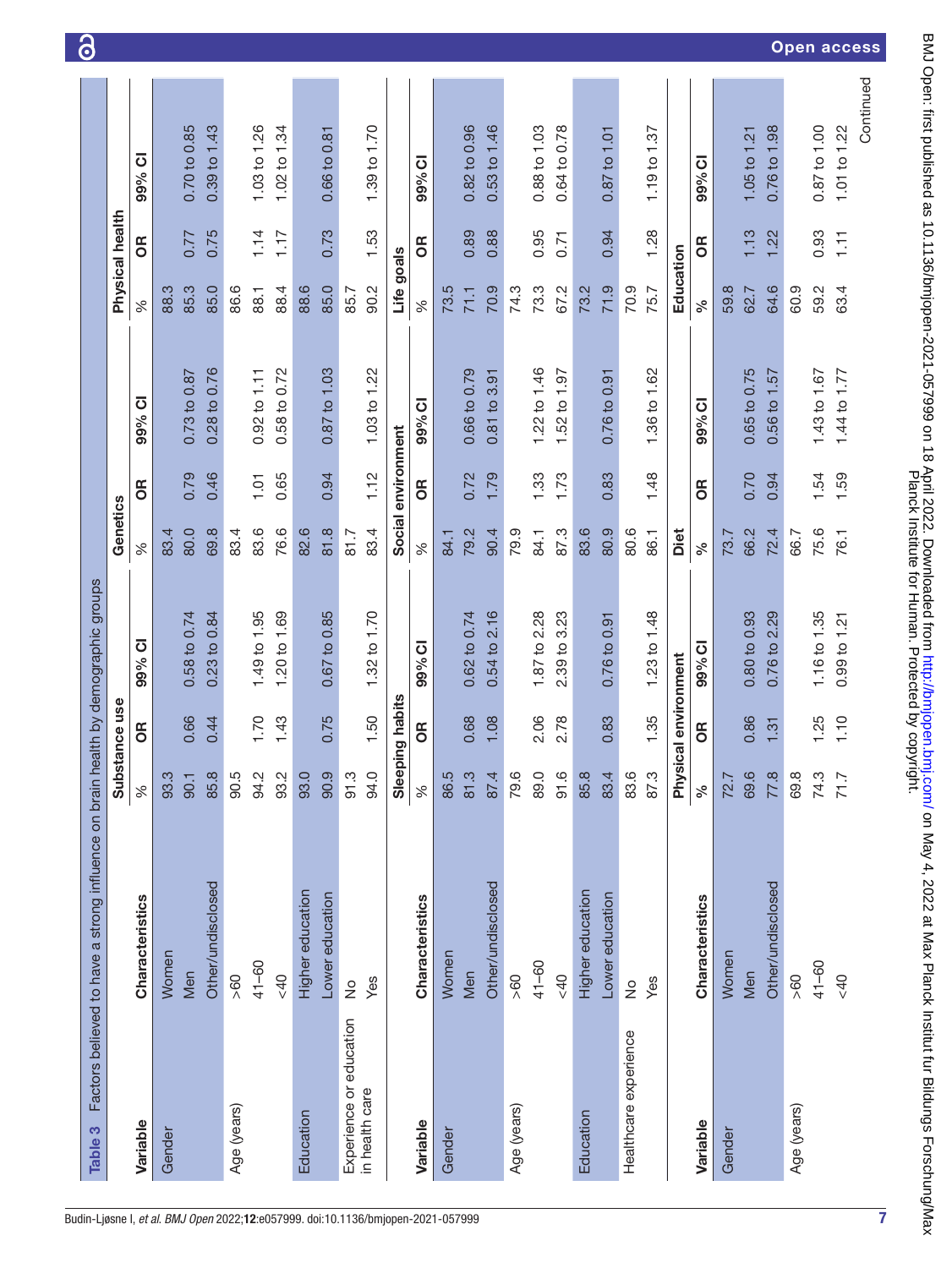**Table 3** Factors believed to have a strong influence on brain health by demographic groups

| Variable | Characteristics | Substance use | | | Genetics | | | Physical health | | |
|---|---|---|---|---|---|---|---|---|---|---|
| | | % | OR | 99% CI | % | OR | 99% CI | % | OR | 99% CI |
| Gender | Women | 93.3 | | | 83.4 | | | 88.3 | | |
| | Men | 90.1 | 0.66 | 0.58 to 0.74 | 80.0 | 0.79 | 0.73 to 0.87 | 85.3 | 0.77 | 0.70 to 0.85 |
| | Other/undisclosed | 85.8 | 0.44 | 0.23 to 0.84 | 69.8 | 0.46 | 0.28 to 0.76 | 85.0 | 0.75 | 0.39 to 1.43 |
| Age (years) | >60 | 90.5 | | | 83.4 | | | 86.6 | | |
| | 41–60 | 94.2 | 1.70 | 1.49 to 1.95 | 83.6 | 1.01 | 0.92 to 1.11 | 88.1 | 1.14 | 1.03 to 1.26 |
| | <40 | 93.2 | 1.43 | 1.20 to 1.69 | 76.6 | 0.65 | 0.58 to 0.72 | 88.4 | 1.17 | 1.02 to 1.34 |
| Education | Higher education | 93.0 | | | 82.6 | | | 88.6 | | |
| | Lower education | 90.9 | 0.75 | 0.67 to 0.85 | 81.8 | 0.94 | 0.87 to 1.03 | 85.0 | 0.73 | 0.66 to 0.81 |
| Experience or education in health care | No | 91.3 | | | 81.7 | | | 85.7 | | |
| | Yes | 94.0 | 1.50 | 1.32 to 1.70 | 83.4 | 1.12 | 1.03 to 1.22 | 90.2 | 1.53 | 1.39 to 1.70 |
| **Variable** | **Characteristics** | **Sleeping habits** | | | **Social environment** | | | **Life goals** | | |
| | | % | OR | 99% CI | % | OR | 99% CI | % | OR | 99% CI |
| Gender | Women | 86.5 | | | 84.1 | | | 73.5 | | |
| | Men | 81.3 | 0.68 | 0.62 to 0.74 | 79.2 | 0.72 | 0.66 to 0.79 | 71.1 | 0.89 | 0.82 to 0.96 |
| | Other/undisclosed | 87.4 | 1.08 | 0.54 to 2.16 | 90.4 | 1.79 | 0.81 to 3.91 | 70.9 | 0.88 | 0.53 to 1.46 |
| Age (years) | >60 | 79.6 | | | 79.9 | | | 74.3 | | |
| | 41–60 | 89.0 | 2.06 | 1.87 to 2.28 | 84.1 | 1.33 | 1.22 to 1.46 | 73.3 | 0.95 | 0.88 to 1.03 |
| | <40 | 91.6 | 2.78 | 2.39 to 3.23 | 87.3 | 1.73 | 1.52 to 1.97 | 67.2 | 0.71 | 0.64 to 0.78 |
| Education | Higher education | 85.8 | | | 83.6 | | | 73.2 | | |
| | Lower education | 83.4 | 0.83 | 0.76 to 0.91 | 80.9 | 0.83 | 0.76 to 0.91 | 71.9 | 0.94 | 0.87 to 1.01 |
| Healthcare experience | No | 83.6 | | | 80.6 | | | 70.9 | | |
| | Yes | 87.3 | 1.35 | 1.23 to 1.48 | 86.1 | 1.48 | 1.36 to 1.62 | 75.7 | 1.28 | 1.19 to 1.37 |
| **Variable** | **Characteristics** | **Physical environment** | | | **Diet** | | | **Education** | | |
| | | % | OR | 99% CI | % | OR | 99% CI | % | OR | 99% CI |
| Gender | Women | 72.7 | | | 73.7 | | | 59.8 | | |
| | Men | 69.6 | 0.86 | 0.80 to 0.93 | 66.2 | 0.70 | 0.65 to 0.75 | 62.7 | 1.13 | 1.05 to 1.21 |
| | Other/undisclosed | 77.8 | 1.31 | 0.76 to 2.29 | 72.4 | 0.94 | 0.56 to 1.57 | 64.6 | 1.22 | 0.76 to 1.98 |
| Age (years) | >60 | 69.8 | | | 66.7 | | | 60.9 | | |
| | 41–60 | 74.3 | 1.25 | 1.16 to 1.35 | 75.6 | 1.54 | 1.43 to 1.67 | 59.2 | 0.93 | 0.87 to 1.00 |
| | <40 | 71.7 | 1.10 | 0.99 to 1.21 | 76.1 | 1.59 | 1.44 to 1.77 | 63.4 | 1.11 | 1.01 to 1.22 |

Continued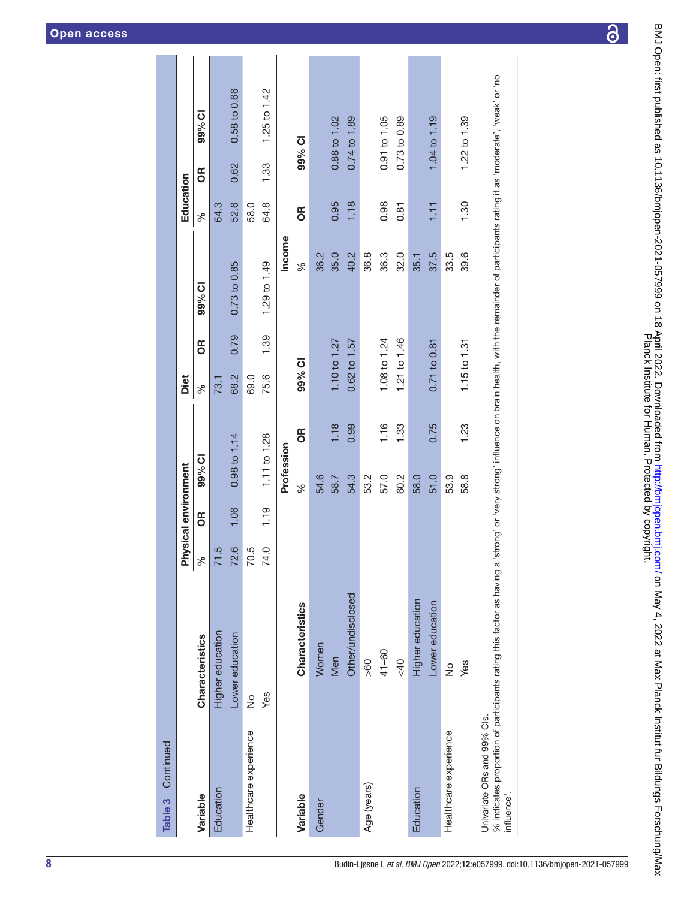**Table 3** Continued

| Variable | Characteristics | Physical environment | | | Diet | | | Education | | |
|---|---|---|---|---|---|---|---|---|---|---|
| | | % | OR | 99% CI | % | OR | 99% CI | % | OR | 99% CI |
| Education | Higher education | 71.5 | | | 73.1 | | | 64.3 | | |
| | Lower education | 72.6 | 1.06 | 0.98 to 1.14 | 68.2 | 0.79 | 0.73 to 0.85 | 52.6 | 0.62 | 0.58 to 0.66 |
| Healthcare experience | No | 70.5 | | | 69.0 | | | 58.0 | | |
| | Yes | 74.0 | 1.19 | 1.11 to 1.28 | 75.6 | 1.39 | 1.29 to 1.49 | 64.8 | 1.33 | 1.25 to 1.42 |

| Variable | Characteristics | Profession | | | Income | | |
|---|---|---|---|---|---|---|---|
| | | % | OR | 99% CI | % | OR | 99% CI |
| Gender | Women | 54.6 | | | 36.2 | | |
| | Men | 58.7 | 1.18 | 1.10 to 1.27 | 35.0 | 0.95 | 0.88 to 1.02 |
| | Other/undisclosed | 54.3 | 0.99 | 0.62 to 1.57 | 40.2 | 1.18 | 0.74 to 1.89 |
| Age (years) | >60 | 53.2 | | | 36.8 | | |
| | 41–60 | 57.0 | 1.16 | 1.08 to 1.24 | 36.3 | 0.98 | 0.91 to 1.05 |
| | <40 | 60.2 | 1.33 | 1.21 to 1.46 | 32.0 | 0.81 | 0.73 to 0.89 |
| Education | Higher education | 58.0 | | | 35.1 | | |
| | Lower education | 51.0 | 0.75 | 0.71 to 0.81 | 37.5 | 1.11 | 1.04 to 1.19 |
| Healthcare experience | No | 53.9 | | | 33.5 | | |
| | Yes | 58.8 | 1.23 | 1.15 to 1.31 | 39.6 | 1.30 | 1.22 to 1.39 |

Univariate ORs and 99% CIs.
% indicates proportion of participants rating this factor as having a 'strong' or 'very strong' influence on brain health, with the remainder of participants rating it as 'moderate', 'weak' or 'no influence'.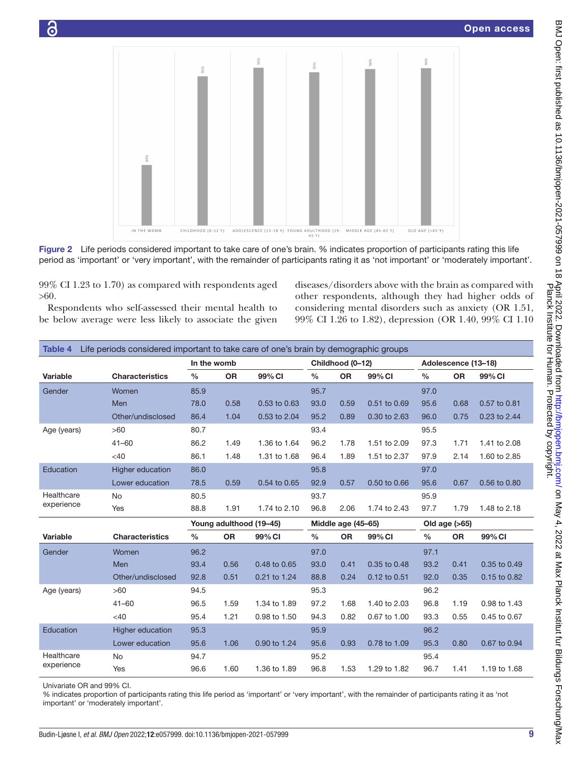Figure 2 Life periods considered important to take care of one's brain. % indicates proportion of participants rating this life period as 'important' or 'very important', with the remainder of participants rating it as 'not important' or 'moderately important'.

99% CI 1.23 to 1.70) as compared with respondents aged >60.

Respondents who self-assessed their mental health to be below average were less likely to associate the given diseases/disorders above with the brain as compared with other respondents, although they had higher odds of considering mental disorders such as anxiety (OR 1.51, 99% CI 1.26 to 1.82), depression (OR 1.40, 99% CI 1.10

**Table 4** Life periods considered important to take care of one's brain by demographic groups

| | | In the womb | | | Childhood (0–12) | | | Adolescence (13–18) | | |
|---|---|---|---|---|---|---|---|---|---|---|
| **Variable** | **Characteristics** | **%** | **OR** | **99% CI** | **%** | **OR** | **99% CI** | **%** | **OR** | **99% CI** |
| Gender | Women | 85.9 | | | 95.7 | | | 97.0 | | |
| | Men | 78.0 | 0.58 | 0.53 to 0.63 | 93.0 | 0.59 | 0.51 to 0.69 | 95.6 | 0.68 | 0.57 to 0.81 |
| | Other/undisclosed | 86.4 | 1.04 | 0.53 to 2.04 | 95.2 | 0.89 | 0.30 to 2.63 | 96.0 | 0.75 | 0.23 to 2.44 |
| Age (years) | >60 | 80.7 | | | 93.4 | | | 95.5 | | |
| | 41–60 | 86.2 | 1.49 | 1.36 to 1.64 | 96.2 | 1.78 | 1.51 to 2.09 | 97.3 | 1.71 | 1.41 to 2.08 |
| | <40 | 86.1 | 1.48 | 1.31 to 1.68 | 96.4 | 1.89 | 1.51 to 2.37 | 97.9 | 2.14 | 1.60 to 2.85 |
| Education | Higher education | 86.0 | | | 95.8 | | | 97.0 | | |
| | Lower education | 78.5 | 0.59 | 0.54 to 0.65 | 92.9 | 0.57 | 0.50 to 0.66 | 95.6 | 0.67 | 0.56 to 0.80 |
| Healthcare experience | No | 80.5 | | | 93.7 | | | 95.9 | | |
| | Yes | 88.8 | 1.91 | 1.74 to 2.10 | 96.8 | 2.06 | 1.74 to 2.43 | 97.7 | 1.79 | 1.48 to 2.18 |
| | | **Young adulthood (19–45)** | | | **Middle age (45–65)** | | | **Old age (>65)** | | |
| **Variable** | **Characteristics** | **%** | **OR** | **99% CI** | **%** | **OR** | **99% CI** | **%** | **OR** | **99% CI** |
| Gender | Women | 96.2 | | | 97.0 | | | 97.1 | | |
| | Men | 93.4 | 0.56 | 0.48 to 0.65 | 93.0 | 0.41 | 0.35 to 0.48 | 93.2 | 0.41 | 0.35 to 0.49 |
| | Other/undisclosed | 92.8 | 0.51 | 0.21 to 1.24 | 88.8 | 0.24 | 0.12 to 0.51 | 92.0 | 0.35 | 0.15 to 0.82 |
| Age (years) | >60 | 94.5 | | | 95.3 | | | 96.2 | | |
| | 41–60 | 96.5 | 1.59 | 1.34 to 1.89 | 97.2 | 1.68 | 1.40 to 2.03 | 96.8 | 1.19 | 0.98 to 1.43 |
| | <40 | 95.4 | 1.21 | 0.98 to 1.50 | 94.3 | 0.82 | 0.67 to 1.00 | 93.3 | 0.55 | 0.45 to 0.67 |
| Education | Higher education | 95.3 | | | 95.9 | | | 96.2 | | |
| | Lower education | 95.6 | 1.06 | 0.90 to 1.24 | 95.6 | 0.93 | 0.78 to 1.09 | 95.3 | 0.80 | 0.67 to 0.94 |
| Healthcare experience | No | 94.7 | | | 95.2 | | | 95.4 | | |
| | Yes | 96.6 | 1.60 | 1.36 to 1.89 | 96.8 | 1.53 | 1.29 to 1.82 | 96.7 | 1.41 | 1.19 to 1.68 |

Univariate OR and 99% CI.

% indicates proportion of participants rating this life period as 'important' or 'very important', with the remainder of participants rating it as 'not important' or 'moderately important'.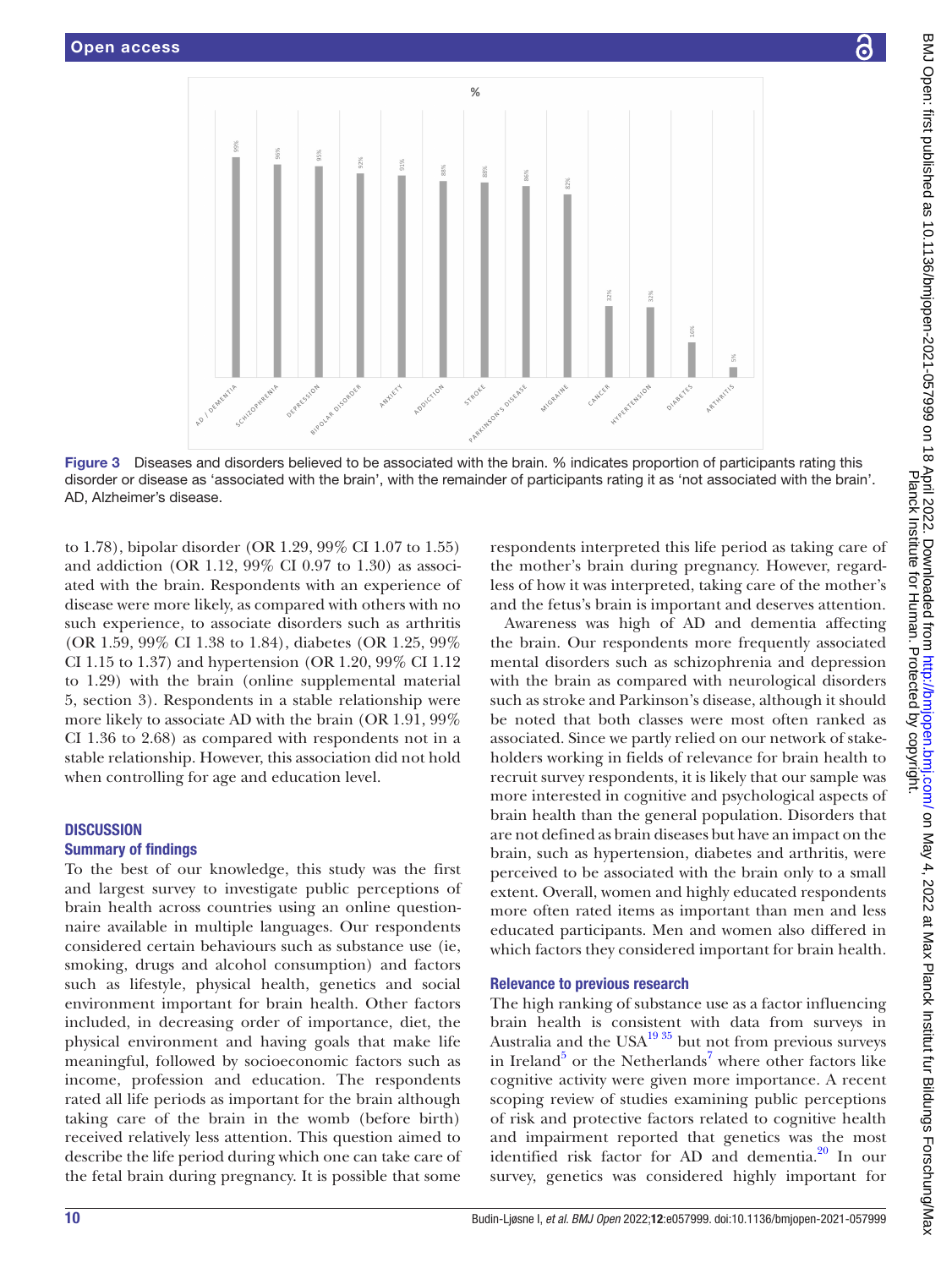Figure 3 Diseases and disorders believed to be associated with the brain. % indicates proportion of participants rating this disorder or disease as 'associated with the brain', with the remainder of participants rating it as 'not associated with the brain'. AD, Alzheimer's disease.

to 1.78), bipolar disorder (OR 1.29, 99% CI 1.07 to 1.55) and addiction (OR 1.12, 99% CI 0.97 to 1.30) as associated with the brain. Respondents with an experience of disease were more likely, as compared with others with no such experience, to associate disorders such as arthritis (OR 1.59, 99% CI 1.38 to 1.84), diabetes (OR 1.25, 99% CI 1.15 to 1.37) and hypertension (OR 1.20, 99% CI 1.12 to 1.29) with the brain (online supplemental material 5, section 3). Respondents in a stable relationship were more likely to associate AD with the brain (OR 1.91, 99% CI 1.36 to 2.68) as compared with respondents not in a stable relationship. However, this association did not hold when controlling for age and education level.

## DISCUSSION

### Summary of findings

To the best of our knowledge, this study was the first and largest survey to investigate public perceptions of brain health across countries using an online questionnaire available in multiple languages. Our respondents considered certain behaviours such as substance use (ie, smoking, drugs and alcohol consumption) and factors such as lifestyle, physical health, genetics and social environment important for brain health. Other factors included, in decreasing order of importance, diet, the physical environment and having goals that make life meaningful, followed by socioeconomic factors such as income, profession and education. The respondents rated all life periods as important for the brain although taking care of the brain in the womb (before birth) received relatively less attention. This question aimed to describe the life period during which one can take care of the fetal brain during pregnancy. It is possible that some respondents interpreted this life period as taking care of the mother's brain during pregnancy. However, regardless of how it was interpreted, taking care of the mother's and the fetus's brain is important and deserves attention.

Awareness was high of AD and dementia affecting the brain. Our respondents more frequently associated mental disorders such as schizophrenia and depression with the brain as compared with neurological disorders such as stroke and Parkinson's disease, although it should be noted that both classes were most often ranked as associated. Since we partly relied on our network of stakeholders working in fields of relevance for brain health to recruit survey respondents, it is likely that our sample was more interested in cognitive and psychological aspects of brain health than the general population. Disorders that are not defined as brain diseases but have an impact on the brain, such as hypertension, diabetes and arthritis, were perceived to be associated with the brain only to a small extent. Overall, women and highly educated respondents more often rated items as important than men and less educated participants. Men and women also differed in which factors they considered important for brain health.

### Relevance to previous research

The high ranking of substance use as a factor influencing brain health is consistent with data from surveys in Australia and the USA[19 35] but not from previous surveys in Ireland[5] or the Netherlands[7] where other factors like cognitive activity were given more importance. A recent scoping review of studies examining public perceptions of risk and protective factors related to cognitive health and impairment reported that genetics was the most identified risk factor for AD and dementia.[20] In our survey, genetics was considered highly important for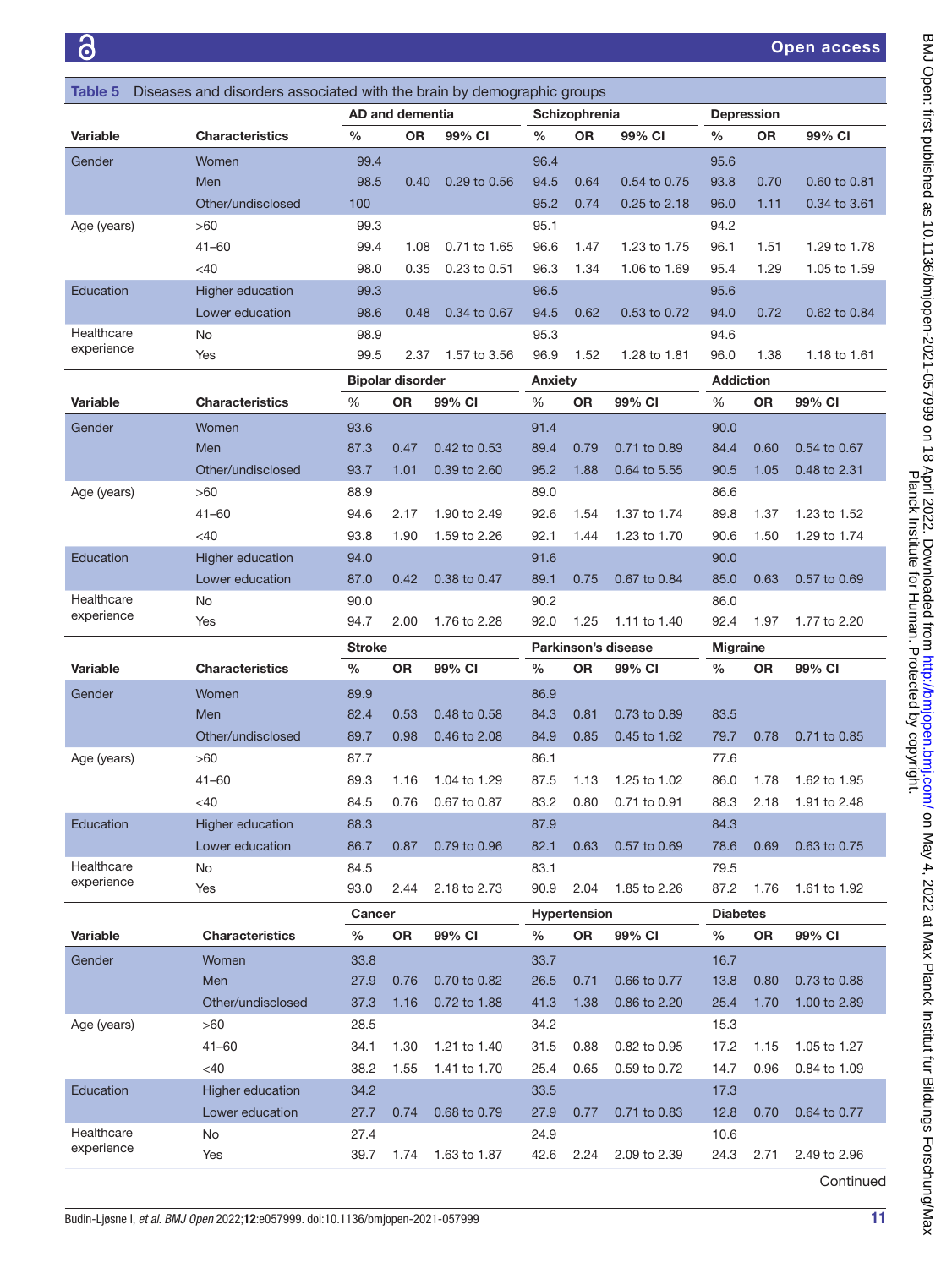**Table 5** Diseases and disorders associated with the brain by demographic groups

| | | AD and dementia | | | Schizophrenia | | | Depression | | |
|---|---|---|---|---|---|---|---|---|---|---|
| **Variable** | **Characteristics** | **%** | **OR** | **99% CI** | **%** | **OR** | **99% CI** | **%** | **OR** | **99% CI** |
| Gender | Women | 99.4 | | | 96.4 | | | 95.6 | | |
| | Men | 98.5 | 0.40 | 0.29 to 0.56 | 94.5 | 0.64 | 0.54 to 0.75 | 93.8 | 0.70 | 0.60 to 0.81 |
| | Other/undisclosed | 100 | | | 95.2 | 0.74 | 0.25 to 2.18 | 96.0 | 1.11 | 0.34 to 3.61 |
| Age (years) | >60 | 99.3 | | | 95.1 | | | 94.2 | | |
| | 41–60 | 99.4 | 1.08 | 0.71 to 1.65 | 96.6 | 1.47 | 1.23 to 1.75 | 96.1 | 1.51 | 1.29 to 1.78 |
| | <40 | 98.0 | 0.35 | 0.23 to 0.51 | 96.3 | 1.34 | 1.06 to 1.69 | 95.4 | 1.29 | 1.05 to 1.59 |
| Education | Higher education | 99.3 | | | 96.5 | | | 95.6 | | |
| | Lower education | 98.6 | 0.48 | 0.34 to 0.67 | 94.5 | 0.62 | 0.53 to 0.72 | 94.0 | 0.72 | 0.62 to 0.84 |
| Healthcare experience | No | 98.9 | | | 95.3 | | | 94.6 | | |
| | Yes | 99.5 | 2.37 | 1.57 to 3.56 | 96.9 | 1.52 | 1.28 to 1.81 | 96.0 | 1.38 | 1.18 to 1.61 |
| | | **Bipolar disorder** | | | **Anxiety** | | | **Addiction** | | |
| **Variable** | **Characteristics** | **%** | **OR** | **99% CI** | **%** | **OR** | **99% CI** | **%** | **OR** | **99% CI** |
| Gender | Women | 93.6 | | | 91.4 | | | 90.0 | | |
| | Men | 87.3 | 0.47 | 0.42 to 0.53 | 89.4 | 0.79 | 0.71 to 0.89 | 84.4 | 0.60 | 0.54 to 0.67 |
| | Other/undisclosed | 93.7 | 1.01 | 0.39 to 2.60 | 95.2 | 1.88 | 0.64 to 5.55 | 90.5 | 1.05 | 0.48 to 2.31 |
| Age (years) | >60 | 88.9 | | | 89.0 | | | 86.6 | | |
| | 41–60 | 94.6 | 2.17 | 1.90 to 2.49 | 92.6 | 1.54 | 1.37 to 1.74 | 89.8 | 1.37 | 1.23 to 1.52 |
| | <40 | 93.8 | 1.90 | 1.59 to 2.26 | 92.1 | 1.44 | 1.23 to 1.70 | 90.6 | 1.50 | 1.29 to 1.74 |
| Education | Higher education | 94.0 | | | 91.6 | | | 90.0 | | |
| | Lower education | 87.0 | 0.42 | 0.38 to 0.47 | 89.1 | 0.75 | 0.67 to 0.84 | 85.0 | 0.63 | 0.57 to 0.69 |
| Healthcare experience | No | 90.0 | | | 90.2 | | | 86.0 | | |
| | Yes | 94.7 | 2.00 | 1.76 to 2.28 | 92.0 | 1.25 | 1.11 to 1.40 | 92.4 | 1.97 | 1.77 to 2.20 |
| | | **Stroke** | | | **Parkinson's disease** | | | **Migraine** | | |
| **Variable** | **Characteristics** | **%** | **OR** | **99% CI** | **%** | **OR** | **99% CI** | **%** | **OR** | **99% CI** |
| Gender | Women | 89.9 | | | 86.9 | | | 83.5 | | |
| | Men | 82.4 | 0.53 | 0.48 to 0.58 | 84.3 | 0.81 | 0.73 to 0.89 | 79.7 | 0.78 | 0.71 to 0.85 |
| | Other/undisclosed | 89.7 | 0.98 | 0.46 to 2.08 | 84.9 | 0.85 | 0.45 to 1.62 | | | |
| Age (years) | >60 | 87.7 | | | 86.1 | | | 77.6 | | |
| | 41–60 | 89.3 | 1.16 | 1.04 to 1.29 | 87.5 | 1.13 | 1.25 to 1.02 | 86.0 | 1.78 | 1.62 to 1.95 |
| | <40 | 84.5 | 0.76 | 0.67 to 0.87 | 83.2 | 0.80 | 0.71 to 0.91 | 88.3 | 2.18 | 1.91 to 2.48 |
| Education | Higher education | 88.3 | | | 87.9 | | | 84.3 | | |
| | Lower education | 86.7 | 0.87 | 0.79 to 0.96 | 82.1 | 0.63 | 0.57 to 0.69 | 78.6 | 0.69 | 0.63 to 0.75 |
| Healthcare experience | No | 84.5 | | | 83.1 | | | 79.5 | | |
| | Yes | 93.0 | 2.44 | 2.18 to 2.73 | 90.9 | 2.04 | 1.85 to 2.26 | 87.2 | 1.76 | 1.61 to 1.92 |
| | | **Cancer** | | | **Hypertension** | | | **Diabetes** | | |
| **Variable** | **Characteristics** | **%** | **OR** | **99% CI** | **%** | **OR** | **99% CI** | **%** | **OR** | **99% CI** |
| Gender | Women | 33.8 | | | 33.7 | | | 16.7 | | |
| | Men | 27.9 | 0.76 | 0.70 to 0.82 | 26.5 | 0.71 | 0.66 to 0.77 | 13.8 | 0.80 | 0.73 to 0.88 |
| | Other/undisclosed | 37.3 | 1.16 | 0.72 to 1.88 | 41.3 | 1.38 | 0.86 to 2.20 | 25.4 | 1.70 | 1.00 to 2.89 |
| Age (years) | >60 | 28.5 | | | 34.2 | | | 15.3 | | |
| | 41–60 | 34.1 | 1.30 | 1.21 to 1.40 | 31.5 | 0.88 | 0.82 to 0.95 | 17.2 | 1.15 | 1.05 to 1.27 |
| | <40 | 38.2 | 1.55 | 1.41 to 1.70 | 25.4 | 0.65 | 0.59 to 0.72 | 14.7 | 0.96 | 0.84 to 1.09 |
| Education | Higher education | 34.2 | | | 33.5 | | | 17.3 | | |
| | Lower education | 27.7 | 0.74 | 0.68 to 0.79 | 27.9 | 0.77 | 0.71 to 0.83 | 12.8 | 0.70 | 0.64 to 0.77 |
| Healthcare experience | No | 27.4 | | | 24.9 | | | 10.6 | | |
| | Yes | 39.7 | 1.74 | 1.63 to 1.87 | 42.6 | 2.24 | 2.09 to 2.39 | 24.3 | 2.71 | 2.49 to 2.96 |

Continued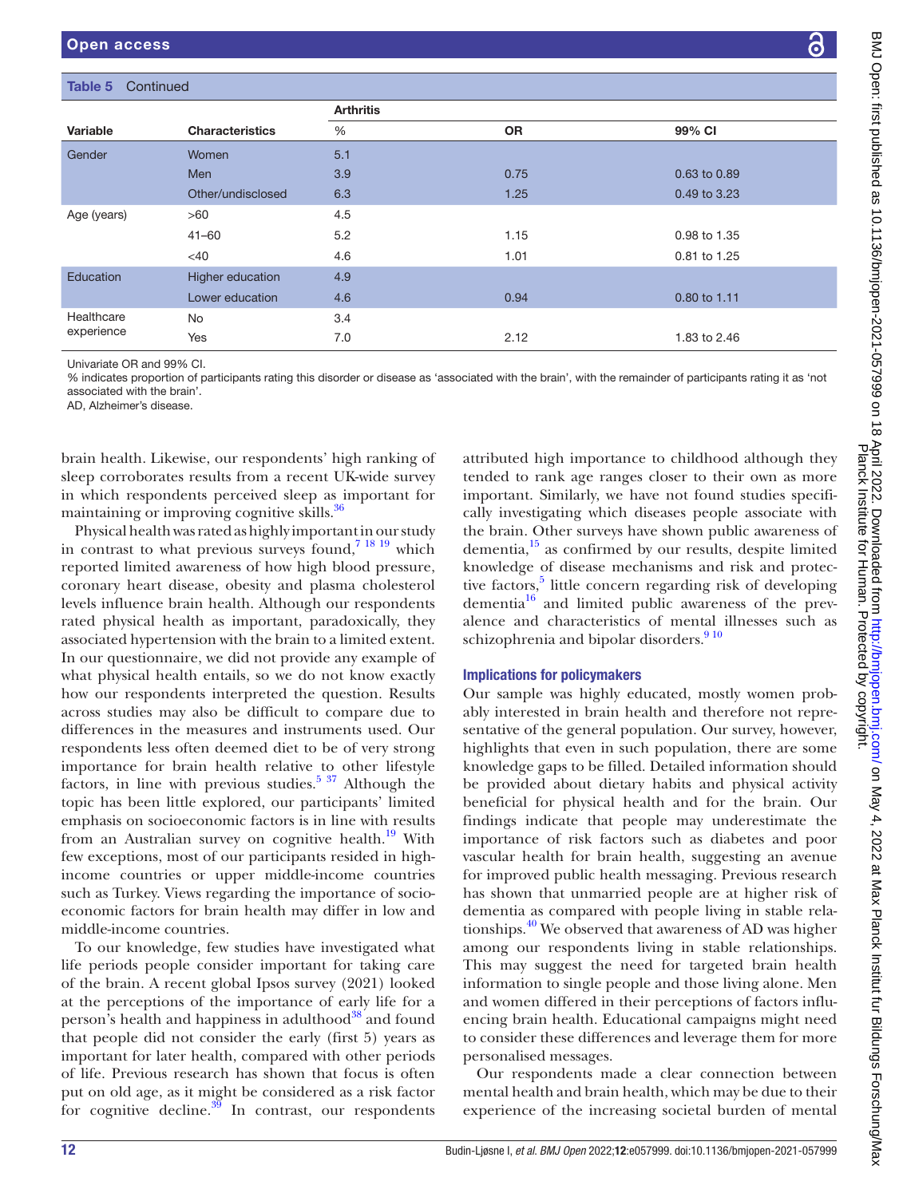**Table 5** Continued

| Variable | Characteristics | Arthritis | | |
|---|---|---|---|---|
| | | % | OR | 99% CI |
| Gender | Women | 5.1 | | |
| | Men | 3.9 | 0.75 | 0.63 to 0.89 |
| | Other/undisclosed | 6.3 | 1.25 | 0.49 to 3.23 |
| Age (years) | >60 | 4.5 | | |
| | 41–60 | 5.2 | 1.15 | 0.98 to 1.35 |
| | <40 | 4.6 | 1.01 | 0.81 to 1.25 |
| Education | Higher education | 4.9 | | |
| | Lower education | 4.6 | 0.94 | 0.80 to 1.11 |
| Healthcare experience | No | 3.4 | | |
| | Yes | 7.0 | 2.12 | 1.83 to 2.46 |

Univariate OR and 99% CI.
% indicates proportion of participants rating this disorder or disease as 'associated with the brain', with the remainder of participants rating it as 'not associated with the brain'.
AD, Alzheimer's disease.

brain health. Likewise, our respondents' high ranking of sleep corroborates results from a recent UK-wide survey in which respondents perceived sleep as important for maintaining or improving cognitive skills.[36]

Physical health was rated as highly important in our study in contrast to what previous surveys found,[7 18 19] which reported limited awareness of how high blood pressure, coronary heart disease, obesity and plasma cholesterol levels influence brain health. Although our respondents rated physical health as important, paradoxically, they associated hypertension with the brain to a limited extent. In our questionnaire, we did not provide any example of what physical health entails, so we do not know exactly how our respondents interpreted the question. Results across studies may also be difficult to compare due to differences in the measures and instruments used. Our respondents less often deemed diet to be of very strong importance for brain health relative to other lifestyle factors, in line with previous studies.[5 37] Although the topic has been little explored, our participants' limited emphasis on socioeconomic factors is in line with results from an Australian survey on cognitive health.[19] With few exceptions, most of our participants resided in high-income countries or upper middle-income countries such as Turkey. Views regarding the importance of socioeconomic factors for brain health may differ in low and middle-income countries.

To our knowledge, few studies have investigated what life periods people consider important for taking care of the brain. A recent global Ipsos survey (2021) looked at the perceptions of the importance of early life for a person's health and happiness in adulthood[38] and found that people did not consider the early (first 5) years as important for later health, compared with other periods of life. Previous research has shown that focus is often put on old age, as it might be considered as a risk factor for cognitive decline.[39] In contrast, our respondents attributed high importance to childhood although they tended to rank age ranges closer to their own as more important. Similarly, we have not found studies specifically investigating which diseases people associate with the brain. Other surveys have shown public awareness of dementia,[15] as confirmed by our results, despite limited knowledge of disease mechanisms and risk and protective factors,[5] little concern regarding risk of developing dementia[16] and limited public awareness of the prevalence and characteristics of mental illnesses such as schizophrenia and bipolar disorders.[9 10]

### Implications for policymakers

Our sample was highly educated, mostly women probably interested in brain health and therefore not representative of the general population. Our survey, however, highlights that even in such population, there are some knowledge gaps to be filled. Detailed information should be provided about dietary habits and physical activity beneficial for physical health and for the brain. Our findings indicate that people may underestimate the importance of risk factors such as diabetes and poor vascular health for brain health, suggesting an avenue for improved public health messaging. Previous research has shown that unmarried people are at higher risk of dementia as compared with people living in stable relationships.[40] We observed that awareness of AD was higher among our respondents living in stable relationships. This may suggest the need for targeted brain health information to single people and those living alone. Men and women differed in their perceptions of factors influencing brain health. Educational campaigns might need to consider these differences and leverage them for more personalised messages.

Our respondents made a clear connection between mental health and brain health, which may be due to their experience of the increasing societal burden of mental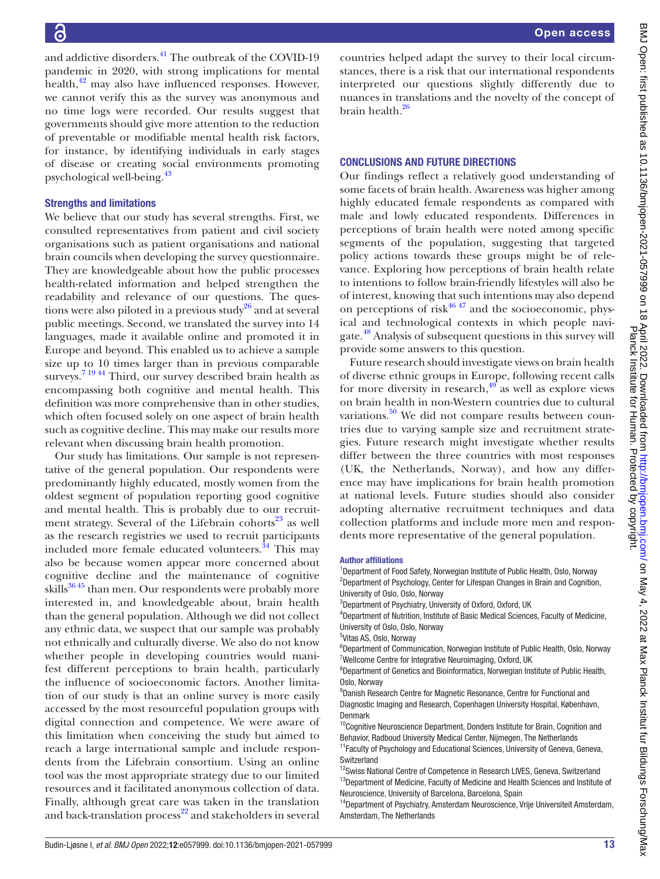and addictive disorders.[41] The outbreak of the COVID-19 pandemic in 2020, with strong implications for mental health,[42] may also have influenced responses. However, we cannot verify this as the survey was anonymous and no time logs were recorded. Our results suggest that governments should give more attention to the reduction of preventable or modifiable mental health risk factors, for instance, by identifying individuals in early stages of disease or creating social environments promoting psychological well-being.[43]

### Strengths and limitations

We believe that our study has several strengths. First, we consulted representatives from patient and civil society organisations such as patient organisations and national brain councils when developing the survey questionnaire. They are knowledgeable about how the public processes health-related information and helped strengthen the readability and relevance of our questions. The questions were also piloted in a previous study[26] and at several public meetings. Second, we translated the survey into 14 languages, made it available online and promoted it in Europe and beyond. This enabled us to achieve a sample size up to 10 times larger than in previous comparable surveys.[7 19 44] Third, our survey described brain health as encompassing both cognitive and mental health. This definition was more comprehensive than in other studies, which often focused solely on one aspect of brain health such as cognitive decline. This may make our results more relevant when discussing brain health promotion.

Our study has limitations. Our sample is not representative of the general population. Our respondents were predominantly highly educated, mostly women from the oldest segment of population reporting good cognitive and mental health. This is probably due to our recruitment strategy. Several of the Lifebrain cohorts[23] as well as the research registries we used to recruit participants included more female educated volunteers.[34] This may also be because women appear more concerned about cognitive decline and the maintenance of cognitive skills[36 45] than men. Our respondents were probably more interested in, and knowledgeable about, brain health than the general population. Although we did not collect any ethnic data, we suspect that our sample was probably not ethnically and culturally diverse. We also do not know whether people in developing countries would manifest different perceptions to brain health, particularly the influence of socioeconomic factors. Another limitation of our study is that an online survey is more easily accessed by the most resourceful population groups with digital connection and competence. We were aware of this limitation when conceiving the study but aimed to reach a large international sample and include respondents from the Lifebrain consortium. Using an online tool was the most appropriate strategy due to our limited resources and it facilitated anonymous collection of data. Finally, although great care was taken in the translation and back-translation process[22] and stakeholders in several countries helped adapt the survey to their local circumstances, there is a risk that our international respondents interpreted our questions slightly differently due to nuances in translations and the novelty of the concept of brain health.[26]

## CONCLUSIONS AND FUTURE DIRECTIONS

Our findings reflect a relatively good understanding of some facets of brain health. Awareness was higher among highly educated female respondents as compared with male and lowly educated respondents. Differences in perceptions of brain health were noted among specific segments of the population, suggesting that targeted policy actions towards these groups might be of relevance. Exploring how perceptions of brain health relate to intentions to follow brain-friendly lifestyles will also be of interest, knowing that such intentions may also depend on perceptions of risk[46 47] and the socioeconomic, physical and technological contexts in which people navigate.[48] Analysis of subsequent questions in this survey will provide some answers to this question.

Future research should investigate views on brain health of diverse ethnic groups in Europe, following recent calls for more diversity in research,[49] as well as explore views on brain health in non-Western countries due to cultural variations.[50] We did not compare results between countries due to varying sample size and recruitment strategies. Future research might investigate whether results differ between the three countries with most responses (UK, the Netherlands, Norway), and how any difference may have implications for brain health promotion at national levels. Future studies should also consider adopting alternative recruitment techniques and data collection platforms and include more men and respondents more representative of the general population.

#### Author affiliations

[1]Department of Food Safety, Norwegian Institute of Public Health, Oslo, Norway
[2]Department of Psychology, Center for Lifespan Changes in Brain and Cognition, University of Oslo, Oslo, Norway
[3]Department of Psychiatry, University of Oxford, Oxford, UK
[4]Department of Nutrition, Institute of Basic Medical Sciences, Faculty of Medicine, University of Oslo, Oslo, Norway
[5]Vitas AS, Oslo, Norway
[6]Department of Communication, Norwegian Institute of Public Health, Oslo, Norway
[7]Wellcome Centre for Integrative Neuroimaging, Oxford, UK
[8]Department of Genetics and Bioinformatics, Norwegian Institute of Public Health, Oslo, Norway
[9]Danish Research Centre for Magnetic Resonance, Centre for Functional and Diagnostic Imaging and Research, Copenhagen University Hospital, København, Denmark
[10]Cognitive Neuroscience Department, Donders Institute for Brain, Cognition and Behavior, Radboud University Medical Center, Nijmegen, The Netherlands
[11]Faculty of Psychology and Educational Sciences, University of Geneva, Geneva, Switzerland
[12]Swiss National Centre of Competence in Research LIVES, Geneva, Switzerland
[13]Department of Medicine, Faculty of Medicine and Health Sciences and Institute of Neuroscience, University of Barcelona, Barcelona, Spain
[14]Department of Psychiatry, Amsterdam Neuroscience, Vrije Universiteit Amsterdam, Amsterdam, The Netherlands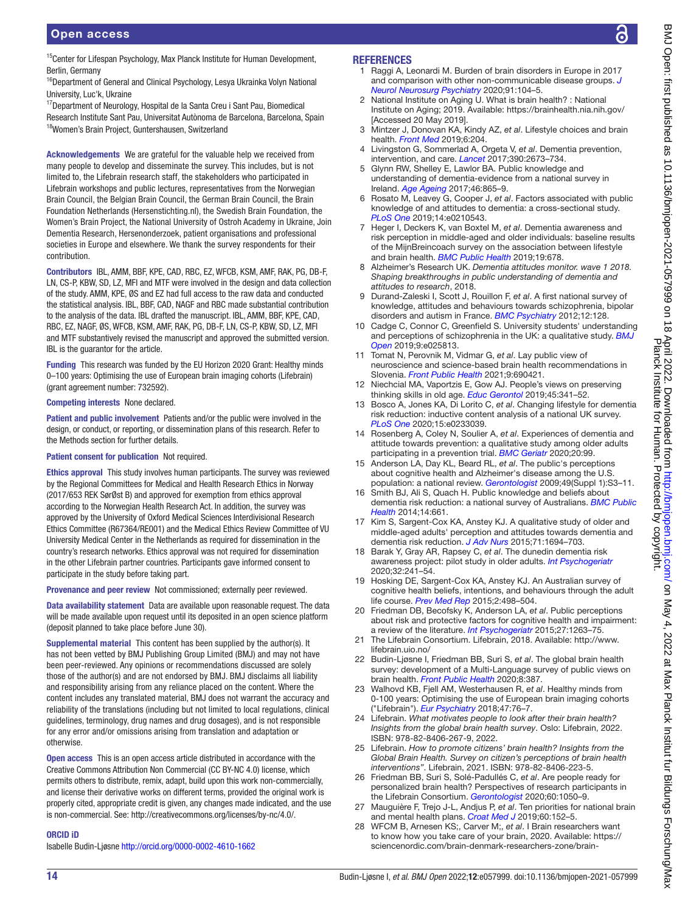[15]Center for Lifespan Psychology, Max Planck Institute for Human Development, Berlin, Germany
[16]Department of General and Clinical Psychology, Lesya Ukrainka Volyn National University, Luc'k, Ukraine
[17]Department of Neurology, Hospital de la Santa Creu i Sant Pau, Biomedical Research Institute Sant Pau, Universitat Autònoma de Barcelona, Barcelona, Spain
[18]Women's Brain Project, Guntershausen, Switzerland

**Acknowledgements** We are grateful for the valuable help we received from many people to develop and disseminate the survey. This includes, but is not limited to, the Lifebrain research staff, the stakeholders who participated in Lifebrain workshops and public lectures, representatives from the Norwegian Brain Council, the Belgian Brain Council, the German Brain Council, the Brain Foundation Netherlands (Hersenstichting.nl), the Swedish Brain Foundation, the Women's Brain Project, the National University of Ostroh Academy in Ukraine, Join Dementia Research, Hersenonderzoek, patient organisations and professional societies in Europe and elsewhere. We thank the survey respondents for their contribution.

**Contributors** IBL, AMM, BBF, KPE, CAD, RBC, EZ, WFCB, KSM, AMF, RAK, PG, DB-F, LN, CS-P, KBW, SD, LZ, MFI and MTF were involved in the design and data collection of the study. AMM, KPE, ØS and EZ had full access to the raw data and conducted the statistical analysis. IBL, BBF, CAD, NAGF and RBC made substantial contribution to the analysis of the data. IBL drafted the manuscript. IBL, AMM, BBF, KPE, CAD, RBC, EZ, NAGF, ØS, WFCB, KSM, AMF, RAK, PG, DB-F, LN, CS-P, KBW, SD, LZ, MFI and MTF substantively revised the manuscript and approved the submitted version. IBL is the guarantor for the article.

**Funding** This research was funded by the EU Horizon 2020 Grant: Healthy minds 0–100 years: Optimising the use of European brain imaging cohorts (Lifebrain) (grant agreement number: 732592).

**Competing interests** None declared.

**Patient and public involvement** Patients and/or the public were involved in the design, or conduct, or reporting, or dissemination plans of this research. Refer to the Methods section for further details.

**Patient consent for publication** Not required.

**Ethics approval** This study involves human participants. The survey was reviewed by the Regional Committees for Medical and Health Research Ethics in Norway (2017/653 REK SørØst B) and approved for exemption from ethics approval according to the Norwegian Health Research Act. In addition, the survey was approved by the University of Oxford Medical Sciences Interdivisional Research Ethics Committee (R67364/RE001) and the Medical Ethics Review Committee of VU University Medical Center in the Netherlands as required for dissemination in the country's research networks. Ethics approval was not required for dissemination in the other Lifebrain partner countries. Participants gave informed consent to participate in the study before taking part.

**Provenance and peer review** Not commissioned; externally peer reviewed.

**Data availability statement** Data are available upon reasonable request. The data will be made available upon request until its deposited in an open science platform (deposit planned to take place before June 30).

**Supplemental material** This content has been supplied by the author(s). It has not been vetted by BMJ Publishing Group Limited (BMJ) and may not have been peer-reviewed. Any opinions or recommendations discussed are solely those of the author(s) and are not endorsed by BMJ. BMJ disclaims all liability and responsibility arising from any reliance placed on the content. Where the content includes any translated material, BMJ does not warrant the accuracy and reliability of the translations (including but not limited to local regulations, clinical guidelines, terminology, drug names and drug dosages), and is not responsible for any error and/or omissions arising from translation and adaptation or otherwise.

**Open access** This is an open access article distributed in accordance with the Creative Commons Attribution Non Commercial (CC BY-NC 4.0) license, which permits others to distribute, remix, adapt, build upon this work non-commercially, and license their derivative works on different terms, provided the original work is properly cited, appropriate credit is given, any changes made indicated, and the use is non-commercial. See: http://creativecommons.org/licenses/by-nc/4.0/.

### ORCID iD

Isabelle Budin-Ljøsne http://orcid.org/0000-0002-4610-1662

## REFERENCES

1. Raggi A, Leonardi M. Burden of brain disorders in Europe in 2017 and comparison with other non-communicable disease groups. *J Neurol Neurosurg Psychiatry* 2020;91:104–5.
2. National Institute on Aging U. What is brain health? : National Institute on Aging; 2019. Available: https://brainhealth.nia.nih.gov/ [Accessed 20 May 2019].
3. Mintzer J, Donovan KA, Kindy AZ, *et al*. Lifestyle choices and brain health. *Front Med* 2019;6:204.
4. Livingston G, Sommerlad A, Orgeta V, *et al*. Dementia prevention, intervention, and care. *Lancet* 2017;390:2673–734.
5. Glynn RW, Shelley E, Lawlor BA. Public knowledge and understanding of dementia-evidence from a national survey in Ireland. *Age Ageing* 2017;46:865–9.
6. Rosato M, Leavey G, Cooper J, *et al*. Factors associated with public knowledge of and attitudes to dementia: a cross-sectional study. *PLoS One* 2019;14:e0210543.
7. Heger I, Deckers K, van Boxtel M, *et al*. Dementia awareness and risk perception in middle-aged and older individuals: baseline results of the MijnBreincoach survey on the association between lifestyle and brain health. *BMC Public Health* 2019;19:678.
8. Alzheimer's Research UK. *Dementia attitudes monitor. wave 1 2018. Shaping breakthroughs in public understanding of dementia and attitudes to research*, 2018.
9. Durand-Zaleski I, Scott J, Rouillon F, *et al*. A first national survey of knowledge, attitudes and behaviours towards schizophrenia, bipolar disorders and autism in France. *BMC Psychiatry* 2012;12:128.
10. Cadge C, Connor C, Greenfield S. University students' understanding and perceptions of schizophrenia in the UK: a qualitative study. *BMJ Open* 2019;9:e025813.
11. Tomat N, Perovnik M, Vidmar G, *et al*. Lay public view of neuroscience and science-based brain health recommendations in Slovenia. *Front Public Health* 2021;9:690421.
12. Niechcial MA, Vaportzis E, Gow AJ. People's views on preserving thinking skills in old age. *Educ Gerontol* 2019;45:341–52.
13. Bosco A, Jones KA, Di Lorito C, *et al*. Changing lifestyle for dementia risk reduction: inductive content analysis of a national UK survey. *PLoS One* 2020;15:e0233039.
14. Rosenberg A, Coley N, Soulier A, *et al*. Experiences of dementia and attitude towards prevention: a qualitative study among older adults participating in a prevention trial. *BMC Geriatr* 2020;20:99.
15. Anderson LA, Day KL, Beard RL, *et al*. The public's perceptions about cognitive health and Alzheimer's disease among the U.S. population: a national review. *Gerontologist* 2009;49(Suppl 1):S3–11.
16. Smith BJ, Ali S, Quach H. Public knowledge and beliefs about dementia risk reduction: a national survey of Australians. *BMC Public Health* 2014;14:661.
17. Kim S, Sargent-Cox KA, Anstey KJ. A qualitative study of older and middle-aged adults' perception and attitudes towards dementia and dementia risk reduction. *J Adv Nurs* 2015;71:1694–703.
18. Barak Y, Gray AR, Rapsey C, *et al*. The dunedin dementia risk awareness project: pilot study in older adults. *Int Psychogeriatr* 2020;32:241–54.
19. Hosking DE, Sargent-Cox KA, Anstey KJ. An Australian survey of cognitive health beliefs, intentions, and behaviours through the adult life course. *Prev Med Rep* 2015;2:498–504.
20. Friedman DB, Becofsky K, Anderson LA, *et al*. Public perceptions about risk and protective factors for cognitive health and impairment: a review of the literature. *Int Psychogeriatr* 2015;27:1263–75.
21. The Lifebrain Consortium. Lifebrain, 2018. Available: http://www.lifebrain.uio.no/
22. Budin-Ljøsne I, Friedman BB, Suri S, *et al*. The global brain health survey: development of a Multi-Language survey of public views on brain health. *Front Public Health* 2020;8:387.
23. Walhovd KB, Fjell AM, Westerhausen R, *et al*. Healthy minds from 0-100 years: Optimising the use of European brain imaging cohorts ("Lifebrain"). *Eur Psychiatry* 2018;47:76–7.
24. Lifebrain. *What motivates people to look after their brain health? Insights from the global brain health survey*. Oslo: Lifebrain, 2022. ISBN: 978-82-8406-267-9, 2022.
25. Lifebrain. *How to promote citizens' brain health? Insights from the Global Brain Health. Survey on citizen's perceptions of brain health interventions"*. Lifebrain, 2021. ISBN: 978-82-8406-223-5.
26. Friedman BB, Suri S, Solé-Padullés C, *et al*. Are people ready for personalized brain health? Perspectives of research participants in the Lifebrain Consortium. *Gerontologist* 2020;60:1050–9.
27. Mauguière F, Trejo J-L, Andjus P, *et al*. Ten priorities for national brain and mental health plans. *Croat Med J* 2019;60:152–5.
28. WFCM B, Arnesen KS;, Carver M;, *et al*. I Brain researchers want to know how you take care of your brain, 2020. Available: https://sciencenordic.com/brain-denmark-researchers-zone/brain-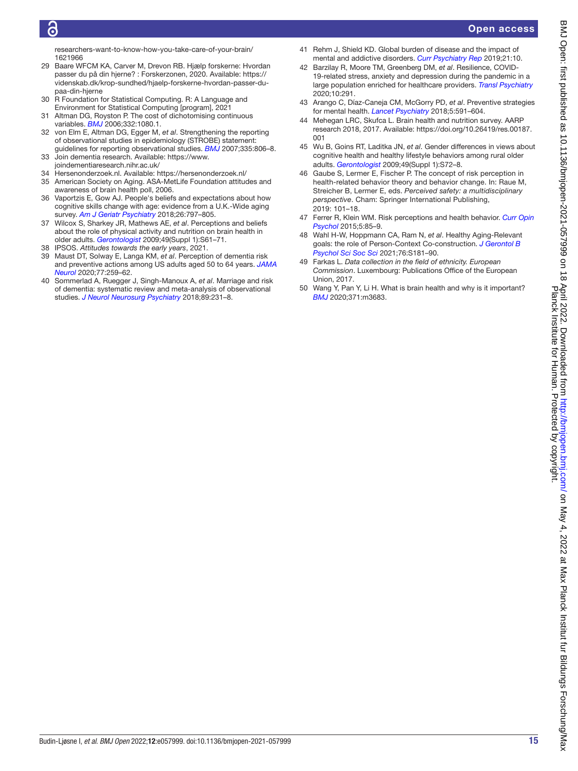researchers-want-to-know-how-you-take-care-of-your-brain/1621966

29 Baare WFCM KA, Carver M, Drevon RB. Hjælp forskerne: Hvordan passer du på din hjerne? : Forskerzonen, 2020. Available: https://videnskab.dk/krop-sundhed/hjaelp-forskerne-hvordan-passer-du-paa-din-hjerne

30 R Foundation for Statistical Computing. R: A Language and Environment for Statistical Computing [program], 2021

31 Altman DG, Royston P. The cost of dichotomising continuous variables. *BMJ* 2006;332:1080.1.

32 von Elm E, Altman DG, Egger M, *et al*. Strengthening the reporting of observational studies in epidemiology (STROBE) statement: guidelines for reporting observational studies. *BMJ* 2007;335:806–8.

33 Join dementia research. Available: https://www.joindementiaresearch.nihr.ac.uk/

34 Hersenonderzoek.nl. Available: https://hersenonderzoek.nl/

35 American Society on Aging. ASA-MetLife Foundation attitudes and awareness of brain health poll, 2006.

36 Vaportzis E, Gow AJ. People's beliefs and expectations about how cognitive skills change with age: evidence from a U.K.-Wide aging survey. *Am J Geriatr Psychiatry* 2018;26:797–805.

37 Wilcox S, Sharkey JR, Mathews AE, *et al*. Perceptions and beliefs about the role of physical activity and nutrition on brain health in older adults. *Gerontologist* 2009;49(Suppl 1):S61–71.

38 IPSOS. *Attitudes towards the early years*, 2021.

39 Maust DT, Solway E, Langa KM, *et al*. Perception of dementia risk and preventive actions among US adults aged 50 to 64 years. *JAMA Neurol* 2020;77:259–62.

40 Sommerlad A, Ruegger J, Singh-Manoux A, *et al*. Marriage and risk of dementia: systematic review and meta-analysis of observational studies. *J Neurol Neurosurg Psychiatry* 2018;89:231–8.

41 Rehm J, Shield KD. Global burden of disease and the impact of mental and addictive disorders. *Curr Psychiatry Rep* 2019;21:10.

42 Barzilay R, Moore TM, Greenberg DM, *et al*. Resilience, COVID-19-related stress, anxiety and depression during the pandemic in a large population enriched for healthcare providers. *Transl Psychiatry* 2020;10:291.

43 Arango C, Díaz-Caneja CM, McGorry PD, *et al*. Preventive strategies for mental health. *Lancet Psychiatry* 2018;5:591–604.

44 Mehegan LRC, Skufca L. Brain health and nutrition survey. AARP research 2018, 2017. Available: https://doi.org/10.26419/res.00187.001

45 Wu B, Goins RT, Laditka JN, *et al*. Gender differences in views about cognitive health and healthy lifestyle behaviors among rural older adults. *Gerontologist* 2009;49(Suppl 1):S72–8.

46 Gaube S, Lermer E, Fischer P. The concept of risk perception in health-related behavior theory and behavior change. In: Raue M, Streicher B, Lermer E, eds. *Perceived safety: a multidisciplinary perspective*. Cham: Springer International Publishing, 2019: 101–18.

47 Ferrer R, Klein WM. Risk perceptions and health behavior. *Curr Opin Psychol* 2015;5:85–9.

48 Wahl H-W, Hoppmann CA, Ram N, *et al*. Healthy Aging-Relevant goals: the role of Person-Context Co-construction. *J Gerontol B Psychol Sci Soc Sci* 2021;76:S181–90.

49 Farkas L. *Data collection in the field of ethnicity. European Commission*. Luxembourg: Publications Office of the European Union, 2017.

50 Wang Y, Pan Y, Li H. What is brain health and why is it important? *BMJ* 2020;371:m3683.